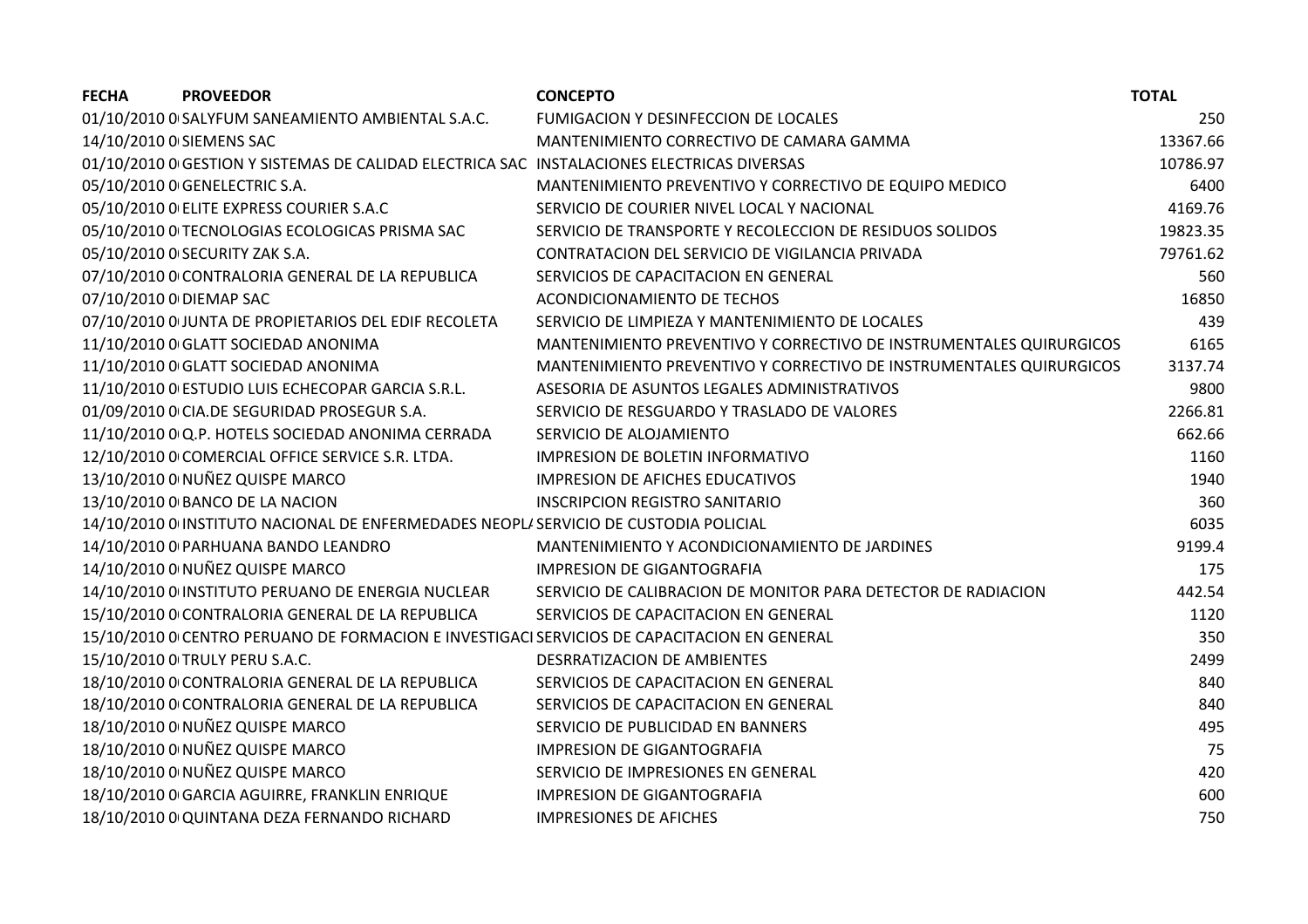| FECHA | PROVEEDOR | CONCEPTO | TOTAL |
|---|---|---|---|
| 01/10/2010 0 | SALYFUM SANEAMIENTO AMBIENTAL S.A.C. | FUMIGACION Y DESINFECCION DE LOCALES | 250 |
| 14/10/2010 0 | SIEMENS SAC | MANTENIMIENTO CORRECTIVO DE CAMARA GAMMA | 13367.66 |
| 01/10/2010 0 | GESTION Y SISTEMAS DE CALIDAD ELECTRICA SAC | INSTALACIONES ELECTRICAS DIVERSAS | 10786.97 |
| 05/10/2010 0 | GENELECTRIC S.A. | MANTENIMIENTO PREVENTIVO Y CORRECTIVO DE EQUIPO MEDICO | 6400 |
| 05/10/2010 0 | ELITE EXPRESS COURIER S.A.C | SERVICIO DE COURIER NIVEL LOCAL Y NACIONAL | 4169.76 |
| 05/10/2010 0 | TECNOLOGIAS ECOLOGICAS PRISMA SAC | SERVICIO DE TRANSPORTE Y RECOLECCION DE RESIDUOS SOLIDOS | 19823.35 |
| 05/10/2010 0 | SECURITY ZAK S.A. | CONTRATACION DEL SERVICIO DE VIGILANCIA PRIVADA | 79761.62 |
| 07/10/2010 0 | CONTRALORIA GENERAL DE LA REPUBLICA | SERVICIOS DE CAPACITACION EN GENERAL | 560 |
| 07/10/2010 0 | DIEMAP SAC | ACONDICIONAMIENTO DE TECHOS | 16850 |
| 07/10/2010 0 | JUNTA DE PROPIETARIOS DEL EDIF RECOLETA | SERVICIO DE LIMPIEZA Y MANTENIMIENTO DE LOCALES | 439 |
| 11/10/2010 0 | GLATT SOCIEDAD ANONIMA | MANTENIMIENTO PREVENTIVO Y CORRECTIVO DE INSTRUMENTALES QUIRURGICOS | 6165 |
| 11/10/2010 0 | GLATT SOCIEDAD ANONIMA | MANTENIMIENTO PREVENTIVO Y CORRECTIVO DE INSTRUMENTALES QUIRURGICOS | 3137.74 |
| 11/10/2010 0 | ESTUDIO LUIS ECHECOPAR GARCIA S.R.L. | ASESORIA DE ASUNTOS LEGALES ADMINISTRATIVOS | 9800 |
| 01/09/2010 0 | CIA.DE SEGURIDAD PROSEGUR S.A. | SERVICIO DE RESGUARDO Y TRASLADO DE VALORES | 2266.81 |
| 11/10/2010 0 | Q.P. HOTELS SOCIEDAD ANONIMA CERRADA | SERVICIO DE ALOJAMIENTO | 662.66 |
| 12/10/2010 0 | COMERCIAL OFFICE SERVICE S.R. LTDA. | IMPRESION DE BOLETIN INFORMATIVO | 1160 |
| 13/10/2010 0 | NUÑEZ QUISPE MARCO | IMPRESION DE AFICHES EDUCATIVOS | 1940 |
| 13/10/2010 0 | BANCO DE LA NACION | INSCRIPCION REGISTRO SANITARIO | 360 |
| 14/10/2010 0 | INSTITUTO NACIONAL DE ENFERMEDADES NEOPL/ | SERVICIO DE CUSTODIA POLICIAL | 6035 |
| 14/10/2010 0 | PARHUANA BANDO LEANDRO | MANTENIMIENTO Y ACONDICIONAMIENTO DE JARDINES | 9199.4 |
| 14/10/2010 0 | NUÑEZ QUISPE MARCO | IMPRESION DE GIGANTOGRAFIA | 175 |
| 14/10/2010 0 | INSTITUTO PERUANO DE ENERGIA NUCLEAR | SERVICIO DE CALIBRACION DE MONITOR PARA DETECTOR DE RADIACION | 442.54 |
| 15/10/2010 0 | CONTRALORIA GENERAL DE LA REPUBLICA | SERVICIOS DE CAPACITACION EN GENERAL | 1120 |
| 15/10/2010 0 | CENTRO PERUANO DE FORMACION E INVESTIGACI | SERVICIOS DE CAPACITACION EN GENERAL | 350 |
| 15/10/2010 0 | TRULY PERU S.A.C. | DESRRATIZACION DE AMBIENTES | 2499 |
| 18/10/2010 0 | CONTRALORIA GENERAL DE LA REPUBLICA | SERVICIOS DE CAPACITACION EN GENERAL | 840 |
| 18/10/2010 0 | CONTRALORIA GENERAL DE LA REPUBLICA | SERVICIOS DE CAPACITACION EN GENERAL | 840 |
| 18/10/2010 0 | NUÑEZ QUISPE MARCO | SERVICIO DE PUBLICIDAD EN BANNERS | 495 |
| 18/10/2010 0 | NUÑEZ QUISPE MARCO | IMPRESION DE GIGANTOGRAFIA | 75 |
| 18/10/2010 0 | NUÑEZ QUISPE MARCO | SERVICIO DE IMPRESIONES EN GENERAL | 420 |
| 18/10/2010 0 | GARCIA AGUIRRE, FRANKLIN ENRIQUE | IMPRESION DE GIGANTOGRAFIA | 600 |
| 18/10/2010 0 | QUINTANA DEZA FERNANDO RICHARD | IMPRESIONES DE AFICHES | 750 |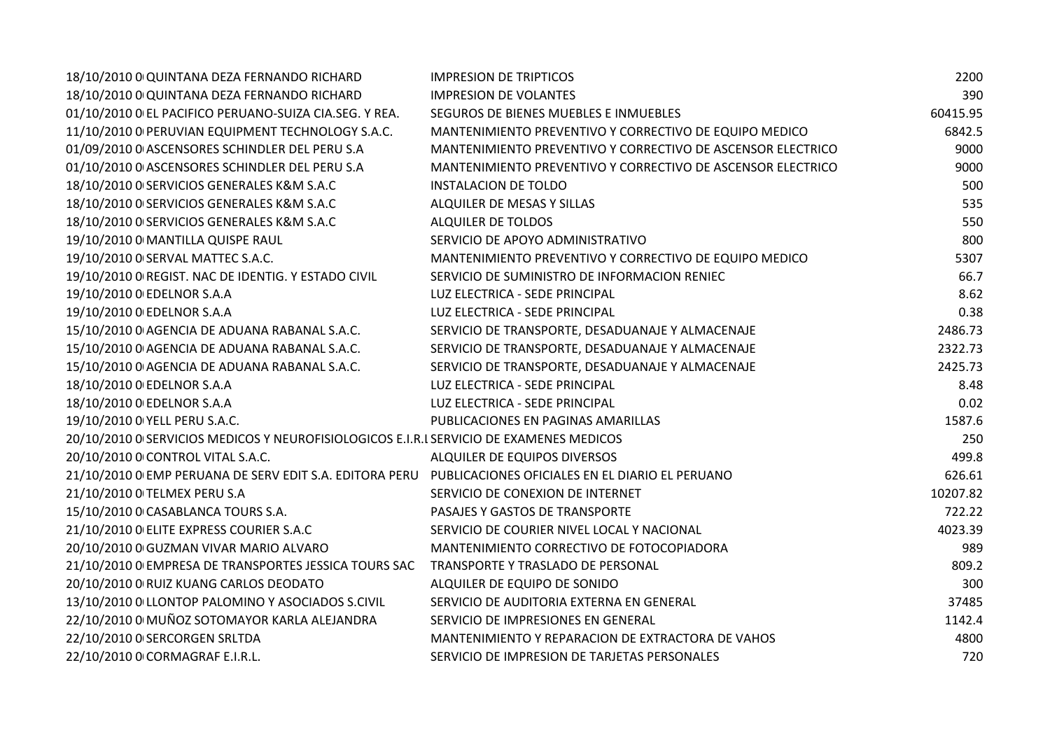| | | | |
|---|---|---|---|
| 18/10/2010 0 | QUINTANA DEZA FERNANDO RICHARD | IMPRESION DE TRIPTICOS | 2200 |
| 18/10/2010 0 | QUINTANA DEZA FERNANDO RICHARD | IMPRESION DE VOLANTES | 390 |
| 01/10/2010 0 | EL PACIFICO PERUANO-SUIZA CIA.SEG. Y REA. | SEGUROS DE BIENES MUEBLES E INMUEBLES | 60415.95 |
| 11/10/2010 0 | PERUVIAN EQUIPMENT TECHNOLOGY S.A.C. | MANTENIMIENTO PREVENTIVO Y CORRECTIVO DE EQUIPO MEDICO | 6842.5 |
| 01/09/2010 0 | ASCENSORES SCHINDLER DEL PERU S.A | MANTENIMIENTO PREVENTIVO Y CORRECTIVO DE ASCENSOR ELECTRICO | 9000 |
| 01/10/2010 0 | ASCENSORES SCHINDLER DEL PERU S.A | MANTENIMIENTO PREVENTIVO Y CORRECTIVO DE ASCENSOR ELECTRICO | 9000 |
| 18/10/2010 0 | SERVICIOS GENERALES K&M S.A.C | INSTALACION DE TOLDO | 500 |
| 18/10/2010 0 | SERVICIOS GENERALES K&M S.A.C | ALQUILER DE MESAS Y SILLAS | 535 |
| 18/10/2010 0 | SERVICIOS GENERALES K&M S.A.C | ALQUILER DE TOLDOS | 550 |
| 19/10/2010 0 | MANTILLA QUISPE RAUL | SERVICIO DE APOYO ADMINISTRATIVO | 800 |
| 19/10/2010 0 | SERVAL MATTEC S.A.C. | MANTENIMIENTO PREVENTIVO Y CORRECTIVO DE EQUIPO MEDICO | 5307 |
| 19/10/2010 0 | REGIST. NAC DE IDENTIG. Y ESTADO CIVIL | SERVICIO DE SUMINISTRO DE INFORMACION RENIEC | 66.7 |
| 19/10/2010 0 | EDELNOR S.A.A | LUZ ELECTRICA - SEDE PRINCIPAL | 8.62 |
| 19/10/2010 0 | EDELNOR S.A.A | LUZ ELECTRICA - SEDE PRINCIPAL | 0.38 |
| 15/10/2010 0 | AGENCIA DE ADUANA RABANAL S.A.C. | SERVICIO DE TRANSPORTE, DESADUANAJE Y ALMACENAJE | 2486.73 |
| 15/10/2010 0 | AGENCIA DE ADUANA RABANAL S.A.C. | SERVICIO DE TRANSPORTE, DESADUANAJE Y ALMACENAJE | 2322.73 |
| 15/10/2010 0 | AGENCIA DE ADUANA RABANAL S.A.C. | SERVICIO DE TRANSPORTE, DESADUANAJE Y ALMACENAJE | 2425.73 |
| 18/10/2010 0 | EDELNOR S.A.A | LUZ ELECTRICA - SEDE PRINCIPAL | 8.48 |
| 18/10/2010 0 | EDELNOR S.A.A | LUZ ELECTRICA - SEDE PRINCIPAL | 0.02 |
| 19/10/2010 0 | YELL PERU S.A.C. | PUBLICACIONES EN PAGINAS AMARILLAS | 1587.6 |
| 20/10/2010 0 | SERVICIOS MEDICOS Y NEUROFISIOLOGICOS E.I.R.L | SERVICIO DE EXAMENES MEDICOS | 250 |
| 20/10/2010 0 | CONTROL VITAL S.A.C. | ALQUILER DE EQUIPOS DIVERSOS | 499.8 |
| 21/10/2010 0 | EMP PERUANA DE SERV EDIT S.A. EDITORA PERU | PUBLICACIONES OFICIALES EN EL DIARIO EL PERUANO | 626.61 |
| 21/10/2010 0 | TELMEX PERU S.A | SERVICIO DE CONEXION DE INTERNET | 10207.82 |
| 15/10/2010 0 | CASABLANCA TOURS S.A. | PASAJES Y GASTOS DE TRANSPORTE | 722.22 |
| 21/10/2010 0 | ELITE EXPRESS COURIER S.A.C | SERVICIO DE COURIER NIVEL LOCAL Y NACIONAL | 4023.39 |
| 20/10/2010 0 | GUZMAN VIVAR MARIO ALVARO | MANTENIMIENTO CORRECTIVO DE FOTOCOPIADORA | 989 |
| 21/10/2010 0 | EMPRESA DE TRANSPORTES JESSICA TOURS SAC | TRANSPORTE Y TRASLADO DE PERSONAL | 809.2 |
| 20/10/2010 0 | RUIZ KUANG CARLOS DEODATO | ALQUILER DE EQUIPO DE SONIDO | 300 |
| 13/10/2010 0 | LLONTOP PALOMINO Y ASOCIADOS S.CIVIL | SERVICIO DE AUDITORIA EXTERNA EN GENERAL | 37485 |
| 22/10/2010 0 | MUÑOZ SOTOMAYOR KARLA ALEJANDRA | SERVICIO DE IMPRESIONES EN GENERAL | 1142.4 |
| 22/10/2010 0 | SERCORGEN SRLTDA | MANTENIMIENTO Y REPARACION DE EXTRACTORA DE VAHOS | 4800 |
| 22/10/2010 0 | CORMAGRAF E.I.R.L. | SERVICIO DE IMPRESION DE TARJETAS PERSONALES | 720 |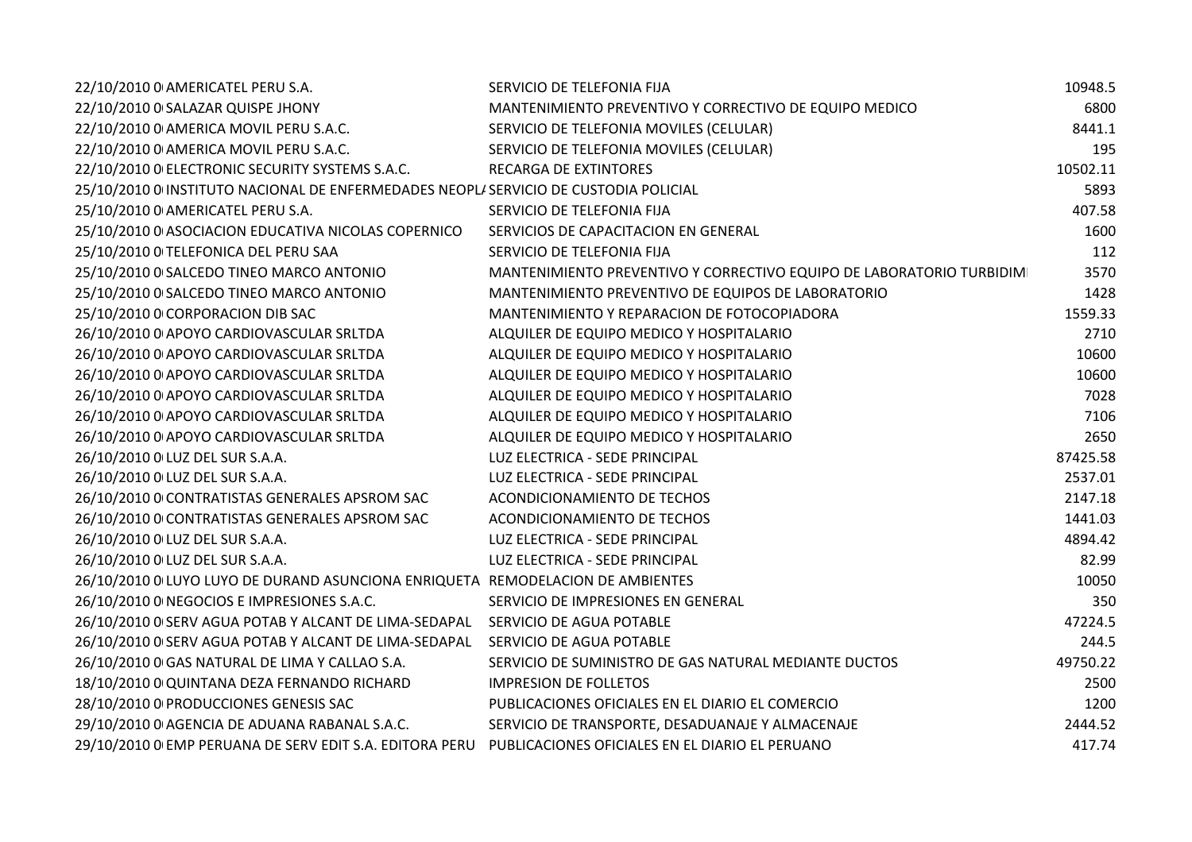| | | | |
|---|---|---|---|
| 22/10/2010 0 | AMERICATEL PERU S.A. | SERVICIO DE TELEFONIA FIJA | 10948.5 |
| 22/10/2010 0 | SALAZAR QUISPE JHONY | MANTENIMIENTO PREVENTIVO Y CORRECTIVO DE EQUIPO MEDICO | 6800 |
| 22/10/2010 0 | AMERICA MOVIL PERU S.A.C. | SERVICIO DE TELEFONIA MOVILES (CELULAR) | 8441.1 |
| 22/10/2010 0 | AMERICA MOVIL PERU S.A.C. | SERVICIO DE TELEFONIA MOVILES (CELULAR) | 195 |
| 22/10/2010 0 | ELECTRONIC SECURITY SYSTEMS S.A.C. | RECARGA DE EXTINTORES | 10502.11 |
| 25/10/2010 0 | INSTITUTO NACIONAL DE ENFERMEDADES NEOPL/ | SERVICIO DE CUSTODIA POLICIAL | 5893 |
| 25/10/2010 0 | AMERICATEL PERU S.A. | SERVICIO DE TELEFONIA FIJA | 407.58 |
| 25/10/2010 0 | ASOCIACION EDUCATIVA NICOLAS COPERNICO | SERVICIOS DE CAPACITACION EN GENERAL | 1600 |
| 25/10/2010 0 | TELEFONICA DEL PERU SAA | SERVICIO DE TELEFONIA FIJA | 112 |
| 25/10/2010 0 | SALCEDO TINEO MARCO ANTONIO | MANTENIMIENTO PREVENTIVO Y CORRECTIVO EQUIPO DE LABORATORIO TURBIDIM | 3570 |
| 25/10/2010 0 | SALCEDO TINEO MARCO ANTONIO | MANTENIMIENTO PREVENTIVO DE EQUIPOS DE LABORATORIO | 1428 |
| 25/10/2010 0 | CORPORACION DIB SAC | MANTENIMIENTO Y REPARACION DE FOTOCOPIADORA | 1559.33 |
| 26/10/2010 0 | APOYO CARDIOVASCULAR SRLTDA | ALQUILER DE EQUIPO MEDICO Y HOSPITALARIO | 2710 |
| 26/10/2010 0 | APOYO CARDIOVASCULAR SRLTDA | ALQUILER DE EQUIPO MEDICO Y HOSPITALARIO | 10600 |
| 26/10/2010 0 | APOYO CARDIOVASCULAR SRLTDA | ALQUILER DE EQUIPO MEDICO Y HOSPITALARIO | 10600 |
| 26/10/2010 0 | APOYO CARDIOVASCULAR SRLTDA | ALQUILER DE EQUIPO MEDICO Y HOSPITALARIO | 7028 |
| 26/10/2010 0 | APOYO CARDIOVASCULAR SRLTDA | ALQUILER DE EQUIPO MEDICO Y HOSPITALARIO | 7106 |
| 26/10/2010 0 | APOYO CARDIOVASCULAR SRLTDA | ALQUILER DE EQUIPO MEDICO Y HOSPITALARIO | 2650 |
| 26/10/2010 0 | LUZ DEL SUR S.A.A. | LUZ ELECTRICA - SEDE PRINCIPAL | 87425.58 |
| 26/10/2010 0 | LUZ DEL SUR S.A.A. | LUZ ELECTRICA - SEDE PRINCIPAL | 2537.01 |
| 26/10/2010 0 | CONTRATISTAS GENERALES APSROM SAC | ACONDICIONAMIENTO DE TECHOS | 2147.18 |
| 26/10/2010 0 | CONTRATISTAS GENERALES APSROM SAC | ACONDICIONAMIENTO DE TECHOS | 1441.03 |
| 26/10/2010 0 | LUZ DEL SUR S.A.A. | LUZ ELECTRICA - SEDE PRINCIPAL | 4894.42 |
| 26/10/2010 0 | LUZ DEL SUR S.A.A. | LUZ ELECTRICA - SEDE PRINCIPAL | 82.99 |
| 26/10/2010 0 | LUYO LUYO DE DURAND ASUNCIONA ENRIQUETA | REMODELACION DE AMBIENTES | 10050 |
| 26/10/2010 0 | NEGOCIOS E IMPRESIONES S.A.C. | SERVICIO DE IMPRESIONES EN GENERAL | 350 |
| 26/10/2010 0 | SERV AGUA POTAB Y ALCANT DE LIMA-SEDAPAL | SERVICIO DE AGUA POTABLE | 47224.5 |
| 26/10/2010 0 | SERV AGUA POTAB Y ALCANT DE LIMA-SEDAPAL | SERVICIO DE AGUA POTABLE | 244.5 |
| 26/10/2010 0 | GAS NATURAL DE LIMA Y CALLAO S.A. | SERVICIO DE SUMINISTRO DE GAS NATURAL MEDIANTE DUCTOS | 49750.22 |
| 18/10/2010 0 | QUINTANA DEZA FERNANDO RICHARD | IMPRESION DE FOLLETOS | 2500 |
| 28/10/2010 0 | PRODUCCIONES GENESIS SAC | PUBLICACIONES OFICIALES EN EL DIARIO EL COMERCIO | 1200 |
| 29/10/2010 0 | AGENCIA DE ADUANA RABANAL S.A.C. | SERVICIO DE TRANSPORTE, DESADUANAJE Y ALMACENAJE | 2444.52 |
| 29/10/2010 0 | EMP PERUANA DE SERV EDIT S.A. EDITORA PERU | PUBLICACIONES OFICIALES EN EL DIARIO EL PERUANO | 417.74 |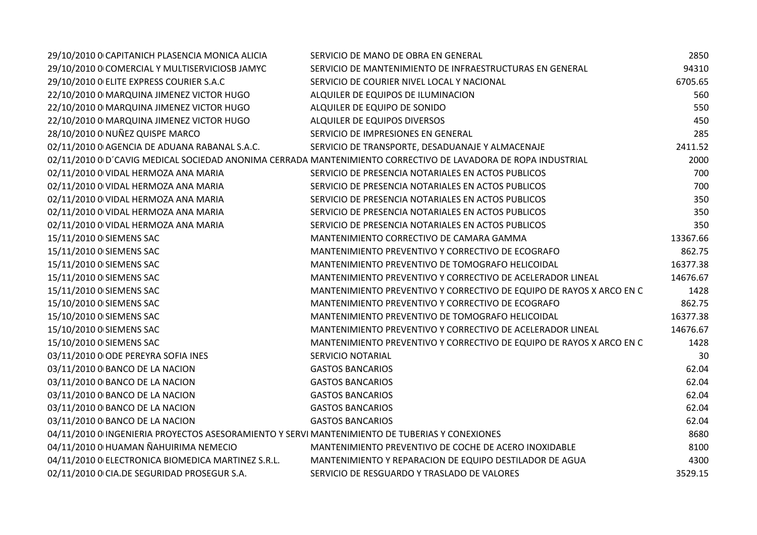| | | | |
|---|---|---|---|
| 29/10/2010 0 | CAPITANICH PLASENCIA MONICA ALICIA | SERVICIO DE MANO DE OBRA EN GENERAL | 2850 |
| 29/10/2010 0 | COMERCIAL Y MULTISERVICIOSB JAMYC | SERVICIO DE MANTENIMIENTO DE INFRAESTRUCTURAS EN GENERAL | 94310 |
| 29/10/2010 0 | ELITE EXPRESS COURIER S.A.C | SERVICIO DE COURIER NIVEL LOCAL Y NACIONAL | 6705.65 |
| 22/10/2010 0 | MARQUINA JIMENEZ VICTOR HUGO | ALQUILER DE EQUIPOS DE ILUMINACION | 560 |
| 22/10/2010 0 | MARQUINA JIMENEZ VICTOR HUGO | ALQUILER DE EQUIPO DE SONIDO | 550 |
| 22/10/2010 0 | MARQUINA JIMENEZ VICTOR HUGO | ALQUILER DE EQUIPOS DIVERSOS | 450 |
| 28/10/2010 0 | NUÑEZ QUISPE MARCO | SERVICIO DE IMPRESIONES EN GENERAL | 285 |
| 02/11/2010 0 | AGENCIA DE ADUANA RABANAL S.A.C. | SERVICIO DE TRANSPORTE, DESADUANAJE Y ALMACENAJE | 2411.52 |
| 02/11/2010 0 | D´CAVIG MEDICAL SOCIEDAD ANONIMA CERRADA | MANTENIMIENTO CORRECTIVO DE LAVADORA DE ROPA INDUSTRIAL | 2000 |
| 02/11/2010 0 | VIDAL HERMOZA ANA MARIA | SERVICIO DE PRESENCIA NOTARIALES EN ACTOS PUBLICOS | 700 |
| 02/11/2010 0 | VIDAL HERMOZA ANA MARIA | SERVICIO DE PRESENCIA NOTARIALES EN ACTOS PUBLICOS | 700 |
| 02/11/2010 0 | VIDAL HERMOZA ANA MARIA | SERVICIO DE PRESENCIA NOTARIALES EN ACTOS PUBLICOS | 350 |
| 02/11/2010 0 | VIDAL HERMOZA ANA MARIA | SERVICIO DE PRESENCIA NOTARIALES EN ACTOS PUBLICOS | 350 |
| 02/11/2010 0 | VIDAL HERMOZA ANA MARIA | SERVICIO DE PRESENCIA NOTARIALES EN ACTOS PUBLICOS | 350 |
| 15/11/2010 0 | SIEMENS SAC | MANTENIMIENTO CORRECTIVO DE CAMARA GAMMA | 13367.66 |
| 15/11/2010 0 | SIEMENS SAC | MANTENIMIENTO PREVENTIVO Y CORRECTIVO DE ECOGRAFO | 862.75 |
| 15/11/2010 0 | SIEMENS SAC | MANTENIMIENTO PREVENTIVO DE TOMOGRAFO HELICOIDAL | 16377.38 |
| 15/11/2010 0 | SIEMENS SAC | MANTENIMIENTO PREVENTIVO Y CORRECTIVO DE ACELERADOR LINEAL | 14676.67 |
| 15/11/2010 0 | SIEMENS SAC | MANTENIMIENTO PREVENTIVO Y CORRECTIVO DE EQUIPO DE RAYOS X ARCO EN C | 1428 |
| 15/10/2010 0 | SIEMENS SAC | MANTENIMIENTO PREVENTIVO Y CORRECTIVO DE ECOGRAFO | 862.75 |
| 15/10/2010 0 | SIEMENS SAC | MANTENIMIENTO PREVENTIVO DE TOMOGRAFO HELICOIDAL | 16377.38 |
| 15/10/2010 0 | SIEMENS SAC | MANTENIMIENTO PREVENTIVO Y CORRECTIVO DE ACELERADOR LINEAL | 14676.67 |
| 15/10/2010 0 | SIEMENS SAC | MANTENIMIENTO PREVENTIVO Y CORRECTIVO DE EQUIPO DE RAYOS X ARCO EN C | 1428 |
| 03/11/2010 0 | ODE PEREYRA SOFIA INES | SERVICIO NOTARIAL | 30 |
| 03/11/2010 0 | BANCO DE LA NACION | GASTOS BANCARIOS | 62.04 |
| 03/11/2010 0 | BANCO DE LA NACION | GASTOS BANCARIOS | 62.04 |
| 03/11/2010 0 | BANCO DE LA NACION | GASTOS BANCARIOS | 62.04 |
| 03/11/2010 0 | BANCO DE LA NACION | GASTOS BANCARIOS | 62.04 |
| 03/11/2010 0 | BANCO DE LA NACION | GASTOS BANCARIOS | 62.04 |
| 04/11/2010 0 | INGENIERIA PROYECTOS ASESORAMIENTO Y SERVI | MANTENIMIENTO DE TUBERIAS Y CONEXIONES | 8680 |
| 04/11/2010 0 | HUAMAN ÑAHUIRIMA NEMECIO | MANTENIMIENTO PREVENTIVO DE COCHE DE ACERO INOXIDABLE | 8100 |
| 04/11/2010 0 | ELECTRONICA BIOMEDICA MARTINEZ S.R.L. | MANTENIMIENTO Y REPARACION DE EQUIPO DESTILADOR DE AGUA | 4300 |
| 02/11/2010 0 | CIA.DE SEGURIDAD PROSEGUR S.A. | SERVICIO DE RESGUARDO Y TRASLADO DE VALORES | 3529.15 |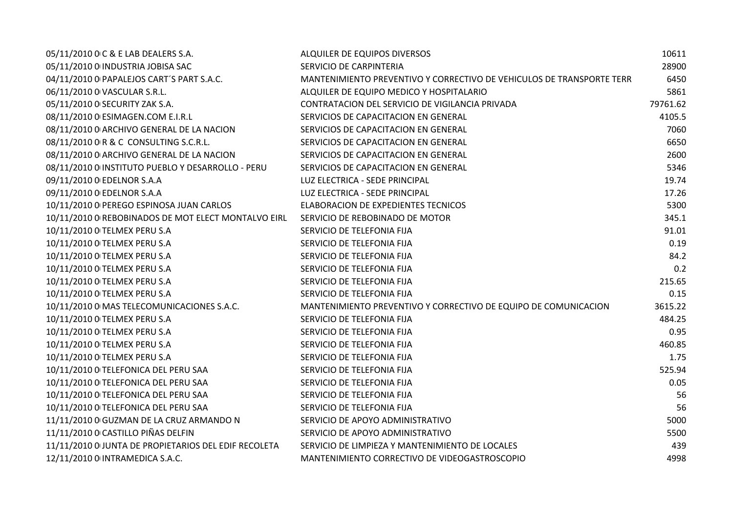| | | | |
|---|---|---|---|
| 05/11/2010 0 | C & E LAB DEALERS S.A. | ALQUILER DE EQUIPOS DIVERSOS | 10611 |
| 05/11/2010 0 | INDUSTRIA JOBISA SAC | SERVICIO DE CARPINTERIA | 28900 |
| 04/11/2010 0 | PAPALEJOS CART´S PART S.A.C. | MANTENIMIENTO PREVENTIVO Y CORRECTIVO DE VEHICULOS DE TRANSPORTE TERR | 6450 |
| 06/11/2010 0 | VASCULAR S.R.L. | ALQUILER DE EQUIPO MEDICO Y HOSPITALARIO | 5861 |
| 05/11/2010 0 | SECURITY ZAK S.A. | CONTRATACION DEL SERVICIO DE VIGILANCIA PRIVADA | 79761.62 |
| 08/11/2010 0 | ESIMAGEN.COM E.I.R.L | SERVICIOS DE CAPACITACION EN GENERAL | 4105.5 |
| 08/11/2010 0 | ARCHIVO GENERAL DE LA NACION | SERVICIOS DE CAPACITACION EN GENERAL | 7060 |
| 08/11/2010 0 | R & C CONSULTING S.C.R.L. | SERVICIOS DE CAPACITACION EN GENERAL | 6650 |
| 08/11/2010 0 | ARCHIVO GENERAL DE LA NACION | SERVICIOS DE CAPACITACION EN GENERAL | 2600 |
| 08/11/2010 0 | INSTITUTO PUEBLO Y DESARROLLO - PERU | SERVICIOS DE CAPACITACION EN GENERAL | 5346 |
| 09/11/2010 0 | EDELNOR S.A.A | LUZ ELECTRICA - SEDE PRINCIPAL | 19.74 |
| 09/11/2010 0 | EDELNOR S.A.A | LUZ ELECTRICA - SEDE PRINCIPAL | 17.26 |
| 10/11/2010 0 | PEREGO ESPINOSA JUAN CARLOS | ELABORACION DE EXPEDIENTES TECNICOS | 5300 |
| 10/11/2010 0 | REBOBINADOS DE MOT ELECT MONTALVO EIRL | SERVICIO DE REBOBINADO DE MOTOR | 345.1 |
| 10/11/2010 0 | TELMEX PERU S.A | SERVICIO DE TELEFONIA FIJA | 91.01 |
| 10/11/2010 0 | TELMEX PERU S.A | SERVICIO DE TELEFONIA FIJA | 0.19 |
| 10/11/2010 0 | TELMEX PERU S.A | SERVICIO DE TELEFONIA FIJA | 84.2 |
| 10/11/2010 0 | TELMEX PERU S.A | SERVICIO DE TELEFONIA FIJA | 0.2 |
| 10/11/2010 0 | TELMEX PERU S.A | SERVICIO DE TELEFONIA FIJA | 215.65 |
| 10/11/2010 0 | TELMEX PERU S.A | SERVICIO DE TELEFONIA FIJA | 0.15 |
| 10/11/2010 0 | MAS TELECOMUNICACIONES S.A.C. | MANTENIMIENTO PREVENTIVO Y CORRECTIVO DE EQUIPO DE COMUNICACION | 3615.22 |
| 10/11/2010 0 | TELMEX PERU S.A | SERVICIO DE TELEFONIA FIJA | 484.25 |
| 10/11/2010 0 | TELMEX PERU S.A | SERVICIO DE TELEFONIA FIJA | 0.95 |
| 10/11/2010 0 | TELMEX PERU S.A | SERVICIO DE TELEFONIA FIJA | 460.85 |
| 10/11/2010 0 | TELMEX PERU S.A | SERVICIO DE TELEFONIA FIJA | 1.75 |
| 10/11/2010 0 | TELEFONICA DEL PERU SAA | SERVICIO DE TELEFONIA FIJA | 525.94 |
| 10/11/2010 0 | TELEFONICA DEL PERU SAA | SERVICIO DE TELEFONIA FIJA | 0.05 |
| 10/11/2010 0 | TELEFONICA DEL PERU SAA | SERVICIO DE TELEFONIA FIJA | 56 |
| 10/11/2010 0 | TELEFONICA DEL PERU SAA | SERVICIO DE TELEFONIA FIJA | 56 |
| 11/11/2010 0 | GUZMAN DE LA CRUZ ARMANDO N | SERVICIO DE APOYO ADMINISTRATIVO | 5000 |
| 11/11/2010 0 | CASTILLO PIÑAS DELFIN | SERVICIO DE APOYO ADMINISTRATIVO | 5500 |
| 11/11/2010 0 | JUNTA DE PROPIETARIOS DEL EDIF RECOLETA | SERVICIO DE LIMPIEZA Y MANTENIMIENTO DE LOCALES | 439 |
| 12/11/2010 0 | INTRAMEDICA S.A.C. | MANTENIMIENTO CORRECTIVO DE VIDEOGASTROSCOPIO | 4998 |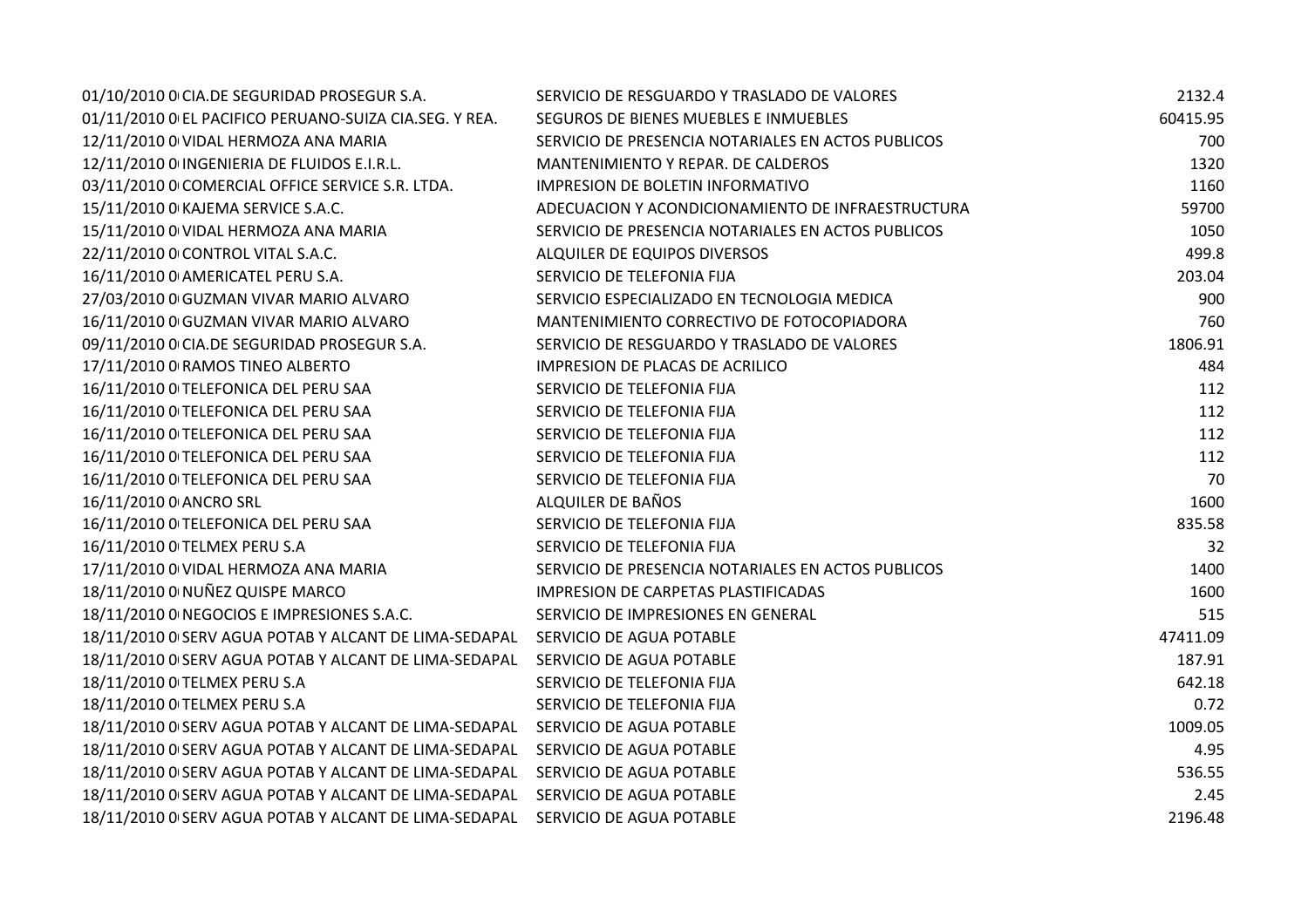| | | | |
|---|---|---|---|
| 01/10/2010 0 | CIA.DE SEGURIDAD PROSEGUR S.A. | SERVICIO DE RESGUARDO Y TRASLADO DE VALORES | 2132.4 |
| 01/11/2010 0 | EL PACIFICO PERUANO-SUIZA CIA.SEG. Y REA. | SEGUROS DE BIENES MUEBLES E INMUEBLES | 60415.95 |
| 12/11/2010 0 | VIDAL HERMOZA ANA MARIA | SERVICIO DE PRESENCIA NOTARIALES EN ACTOS PUBLICOS | 700 |
| 12/11/2010 0 | INGENIERIA DE FLUIDOS E.I.R.L. | MANTENIMIENTO Y REPAR. DE CALDEROS | 1320 |
| 03/11/2010 0 | COMERCIAL OFFICE SERVICE S.R. LTDA. | IMPRESION DE BOLETIN INFORMATIVO | 1160 |
| 15/11/2010 0 | KAJEMA SERVICE S.A.C. | ADECUACION Y ACONDICIONAMIENTO DE INFRAESTRUCTURA | 59700 |
| 15/11/2010 0 | VIDAL HERMOZA ANA MARIA | SERVICIO DE PRESENCIA NOTARIALES EN ACTOS PUBLICOS | 1050 |
| 22/11/2010 0 | CONTROL VITAL S.A.C. | ALQUILER DE EQUIPOS DIVERSOS | 499.8 |
| 16/11/2010 0 | AMERICATEL PERU S.A. | SERVICIO DE TELEFONIA FIJA | 203.04 |
| 27/03/2010 0 | GUZMAN VIVAR MARIO ALVARO | SERVICIO ESPECIALIZADO EN TECNOLOGIA MEDICA | 900 |
| 16/11/2010 0 | GUZMAN VIVAR MARIO ALVARO | MANTENIMIENTO CORRECTIVO DE FOTOCOPIADORA | 760 |
| 09/11/2010 0 | CIA.DE SEGURIDAD PROSEGUR S.A. | SERVICIO DE RESGUARDO Y TRASLADO DE VALORES | 1806.91 |
| 17/11/2010 0 | RAMOS TINEO ALBERTO | IMPRESION DE PLACAS DE ACRILICO | 484 |
| 16/11/2010 0 | TELEFONICA DEL PERU SAA | SERVICIO DE TELEFONIA FIJA | 112 |
| 16/11/2010 0 | TELEFONICA DEL PERU SAA | SERVICIO DE TELEFONIA FIJA | 112 |
| 16/11/2010 0 | TELEFONICA DEL PERU SAA | SERVICIO DE TELEFONIA FIJA | 112 |
| 16/11/2010 0 | TELEFONICA DEL PERU SAA | SERVICIO DE TELEFONIA FIJA | 112 |
| 16/11/2010 0 | TELEFONICA DEL PERU SAA | SERVICIO DE TELEFONIA FIJA | 70 |
| 16/11/2010 0 | ANCRO SRL | ALQUILER DE BAÑOS | 1600 |
| 16/11/2010 0 | TELEFONICA DEL PERU SAA | SERVICIO DE TELEFONIA FIJA | 835.58 |
| 16/11/2010 0 | TELMEX PERU S.A | SERVICIO DE TELEFONIA FIJA | 32 |
| 17/11/2010 0 | VIDAL HERMOZA ANA MARIA | SERVICIO DE PRESENCIA NOTARIALES EN ACTOS PUBLICOS | 1400 |
| 18/11/2010 0 | NUÑEZ QUISPE MARCO | IMPRESION DE CARPETAS PLASTIFICADAS | 1600 |
| 18/11/2010 0 | NEGOCIOS E IMPRESIONES S.A.C. | SERVICIO DE IMPRESIONES EN GENERAL | 515 |
| 18/11/2010 0 | SERV AGUA POTAB Y ALCANT DE LIMA-SEDAPAL | SERVICIO DE AGUA POTABLE | 47411.09 |
| 18/11/2010 0 | SERV AGUA POTAB Y ALCANT DE LIMA-SEDAPAL | SERVICIO DE AGUA POTABLE | 187.91 |
| 18/11/2010 0 | TELMEX PERU S.A | SERVICIO DE TELEFONIA FIJA | 642.18 |
| 18/11/2010 0 | TELMEX PERU S.A | SERVICIO DE TELEFONIA FIJA | 0.72 |
| 18/11/2010 0 | SERV AGUA POTAB Y ALCANT DE LIMA-SEDAPAL | SERVICIO DE AGUA POTABLE | 1009.05 |
| 18/11/2010 0 | SERV AGUA POTAB Y ALCANT DE LIMA-SEDAPAL | SERVICIO DE AGUA POTABLE | 4.95 |
| 18/11/2010 0 | SERV AGUA POTAB Y ALCANT DE LIMA-SEDAPAL | SERVICIO DE AGUA POTABLE | 536.55 |
| 18/11/2010 0 | SERV AGUA POTAB Y ALCANT DE LIMA-SEDAPAL | SERVICIO DE AGUA POTABLE | 2.45 |
| 18/11/2010 0 | SERV AGUA POTAB Y ALCANT DE LIMA-SEDAPAL | SERVICIO DE AGUA POTABLE | 2196.48 |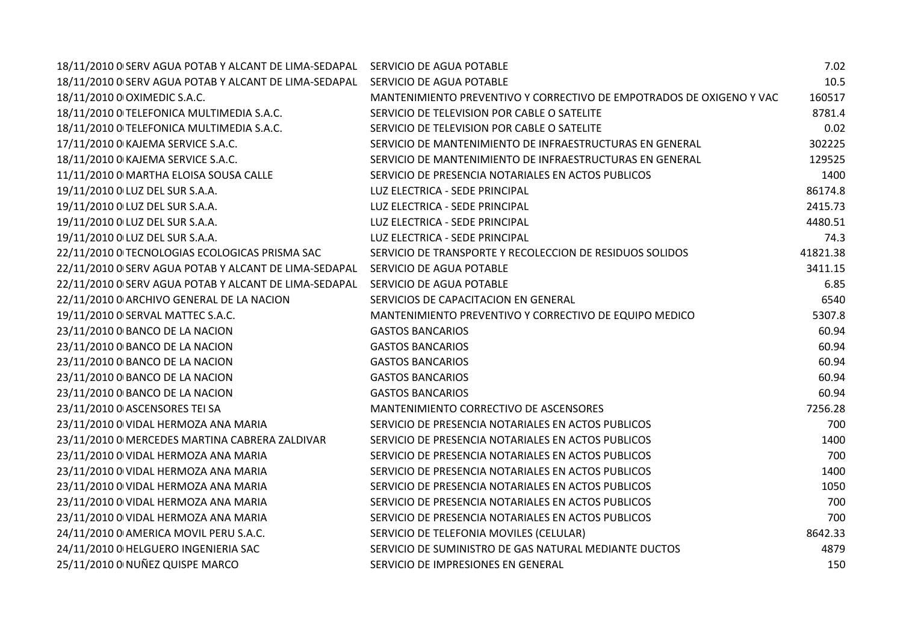| | | | |
|---|---|---|---|
| 18/11/2010 0 | SERV AGUA POTAB Y ALCANT DE LIMA-SEDAPAL | SERVICIO DE AGUA POTABLE | 7.02 |
| 18/11/2010 0 | SERV AGUA POTAB Y ALCANT DE LIMA-SEDAPAL | SERVICIO DE AGUA POTABLE | 10.5 |
| 18/11/2010 0 | OXIMEDIC S.A.C. | MANTENIMIENTO PREVENTIVO Y CORRECTIVO DE EMPOTRADOS DE OXIGENO Y VAC | 160517 |
| 18/11/2010 0 | TELEFONICA MULTIMEDIA S.A.C. | SERVICIO DE TELEVISION POR CABLE O SATELITE | 8781.4 |
| 18/11/2010 0 | TELEFONICA MULTIMEDIA S.A.C. | SERVICIO DE TELEVISION POR CABLE O SATELITE | 0.02 |
| 17/11/2010 0 | KAJEMA SERVICE S.A.C. | SERVICIO DE MANTENIMIENTO DE INFRAESTRUCTURAS EN GENERAL | 302225 |
| 18/11/2010 0 | KAJEMA SERVICE S.A.C. | SERVICIO DE MANTENIMIENTO DE INFRAESTRUCTURAS EN GENERAL | 129525 |
| 11/11/2010 0 | MARTHA ELOISA SOUSA CALLE | SERVICIO DE PRESENCIA NOTARIALES EN ACTOS PUBLICOS | 1400 |
| 19/11/2010 0 | LUZ DEL SUR S.A.A. | LUZ ELECTRICA - SEDE PRINCIPAL | 86174.8 |
| 19/11/2010 0 | LUZ DEL SUR S.A.A. | LUZ ELECTRICA - SEDE PRINCIPAL | 2415.73 |
| 19/11/2010 0 | LUZ DEL SUR S.A.A. | LUZ ELECTRICA - SEDE PRINCIPAL | 4480.51 |
| 19/11/2010 0 | LUZ DEL SUR S.A.A. | LUZ ELECTRICA - SEDE PRINCIPAL | 74.3 |
| 22/11/2010 0 | TECNOLOGIAS ECOLOGICAS PRISMA SAC | SERVICIO DE TRANSPORTE Y RECOLECCION DE RESIDUOS SOLIDOS | 41821.38 |
| 22/11/2010 0 | SERV AGUA POTAB Y ALCANT DE LIMA-SEDAPAL | SERVICIO DE AGUA POTABLE | 3411.15 |
| 22/11/2010 0 | SERV AGUA POTAB Y ALCANT DE LIMA-SEDAPAL | SERVICIO DE AGUA POTABLE | 6.85 |
| 22/11/2010 0 | ARCHIVO GENERAL DE LA NACION | SERVICIOS DE CAPACITACION EN GENERAL | 6540 |
| 19/11/2010 0 | SERVAL MATTEC S.A.C. | MANTENIMIENTO PREVENTIVO Y CORRECTIVO DE EQUIPO MEDICO | 5307.8 |
| 23/11/2010 0 | BANCO DE LA NACION | GASTOS BANCARIOS | 60.94 |
| 23/11/2010 0 | BANCO DE LA NACION | GASTOS BANCARIOS | 60.94 |
| 23/11/2010 0 | BANCO DE LA NACION | GASTOS BANCARIOS | 60.94 |
| 23/11/2010 0 | BANCO DE LA NACION | GASTOS BANCARIOS | 60.94 |
| 23/11/2010 0 | BANCO DE LA NACION | GASTOS BANCARIOS | 60.94 |
| 23/11/2010 0 | ASCENSORES TEI SA | MANTENIMIENTO CORRECTIVO DE ASCENSORES | 7256.28 |
| 23/11/2010 0 | VIDAL HERMOZA ANA MARIA | SERVICIO DE PRESENCIA NOTARIALES EN ACTOS PUBLICOS | 700 |
| 23/11/2010 0 | MERCEDES MARTINA CABRERA ZALDIVAR | SERVICIO DE PRESENCIA NOTARIALES EN ACTOS PUBLICOS | 1400 |
| 23/11/2010 0 | VIDAL HERMOZA ANA MARIA | SERVICIO DE PRESENCIA NOTARIALES EN ACTOS PUBLICOS | 700 |
| 23/11/2010 0 | VIDAL HERMOZA ANA MARIA | SERVICIO DE PRESENCIA NOTARIALES EN ACTOS PUBLICOS | 1400 |
| 23/11/2010 0 | VIDAL HERMOZA ANA MARIA | SERVICIO DE PRESENCIA NOTARIALES EN ACTOS PUBLICOS | 1050 |
| 23/11/2010 0 | VIDAL HERMOZA ANA MARIA | SERVICIO DE PRESENCIA NOTARIALES EN ACTOS PUBLICOS | 700 |
| 23/11/2010 0 | VIDAL HERMOZA ANA MARIA | SERVICIO DE PRESENCIA NOTARIALES EN ACTOS PUBLICOS | 700 |
| 24/11/2010 0 | AMERICA MOVIL PERU S.A.C. | SERVICIO DE TELEFONIA MOVILES (CELULAR) | 8642.33 |
| 24/11/2010 0 | HELGUERO INGENIERIA SAC | SERVICIO DE SUMINISTRO DE GAS NATURAL MEDIANTE DUCTOS | 4879 |
| 25/11/2010 0 | NUÑEZ QUISPE MARCO | SERVICIO DE IMPRESIONES EN GENERAL | 150 |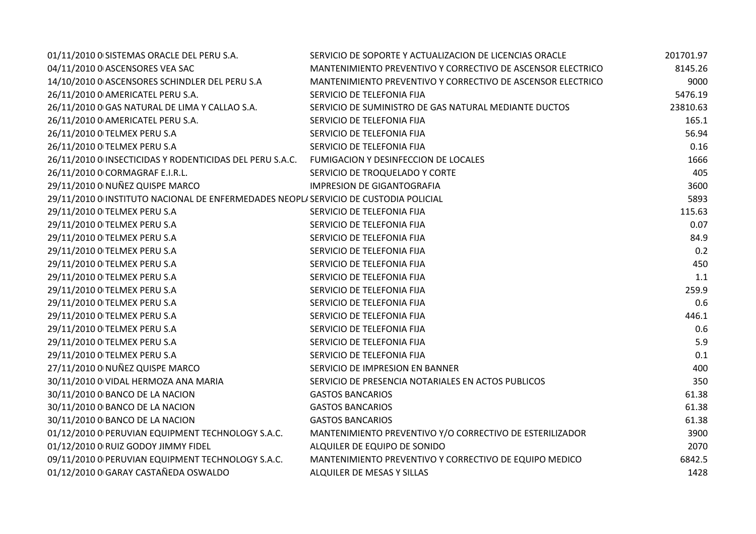| | | | |
|---|---|---|---|
| 01/11/2010 0 | SISTEMAS ORACLE DEL PERU S.A. | SERVICIO DE SOPORTE Y ACTUALIZACION DE LICENCIAS ORACLE | 201701.97 |
| 04/11/2010 0 | ASCENSORES VEA SAC | MANTENIMIENTO PREVENTIVO Y CORRECTIVO DE ASCENSOR ELECTRICO | 8145.26 |
| 14/10/2010 0 | ASCENSORES SCHINDLER DEL PERU S.A | MANTENIMIENTO PREVENTIVO Y CORRECTIVO DE ASCENSOR ELECTRICO | 9000 |
| 26/11/2010 0 | AMERICATEL PERU S.A. | SERVICIO DE TELEFONIA FIJA | 5476.19 |
| 26/11/2010 0 | GAS NATURAL DE LIMA Y CALLAO S.A. | SERVICIO DE SUMINISTRO DE GAS NATURAL MEDIANTE DUCTOS | 23810.63 |
| 26/11/2010 0 | AMERICATEL PERU S.A. | SERVICIO DE TELEFONIA FIJA | 165.1 |
| 26/11/2010 0 | TELMEX PERU S.A | SERVICIO DE TELEFONIA FIJA | 56.94 |
| 26/11/2010 0 | TELMEX PERU S.A | SERVICIO DE TELEFONIA FIJA | 0.16 |
| 26/11/2010 0 | INSECTICIDAS Y RODENTICIDAS DEL PERU S.A.C. | FUMIGACION Y DESINFECCION DE LOCALES | 1666 |
| 26/11/2010 0 | CORMAGRAF E.I.R.L. | SERVICIO DE TROQUELADO Y CORTE | 405 |
| 29/11/2010 0 | NUÑEZ QUISPE MARCO | IMPRESION DE GIGANTOGRAFIA | 3600 |
| 29/11/2010 0 | INSTITUTO NACIONAL DE ENFERMEDADES NEOPL/ | SERVICIO DE CUSTODIA POLICIAL | 5893 |
| 29/11/2010 0 | TELMEX PERU S.A | SERVICIO DE TELEFONIA FIJA | 115.63 |
| 29/11/2010 0 | TELMEX PERU S.A | SERVICIO DE TELEFONIA FIJA | 0.07 |
| 29/11/2010 0 | TELMEX PERU S.A | SERVICIO DE TELEFONIA FIJA | 84.9 |
| 29/11/2010 0 | TELMEX PERU S.A | SERVICIO DE TELEFONIA FIJA | 0.2 |
| 29/11/2010 0 | TELMEX PERU S.A | SERVICIO DE TELEFONIA FIJA | 450 |
| 29/11/2010 0 | TELMEX PERU S.A | SERVICIO DE TELEFONIA FIJA | 1.1 |
| 29/11/2010 0 | TELMEX PERU S.A | SERVICIO DE TELEFONIA FIJA | 259.9 |
| 29/11/2010 0 | TELMEX PERU S.A | SERVICIO DE TELEFONIA FIJA | 0.6 |
| 29/11/2010 0 | TELMEX PERU S.A | SERVICIO DE TELEFONIA FIJA | 446.1 |
| 29/11/2010 0 | TELMEX PERU S.A | SERVICIO DE TELEFONIA FIJA | 0.6 |
| 29/11/2010 0 | TELMEX PERU S.A | SERVICIO DE TELEFONIA FIJA | 5.9 |
| 29/11/2010 0 | TELMEX PERU S.A | SERVICIO DE TELEFONIA FIJA | 0.1 |
| 27/11/2010 0 | NUÑEZ QUISPE MARCO | SERVICIO DE IMPRESION EN BANNER | 400 |
| 30/11/2010 0 | VIDAL HERMOZA ANA MARIA | SERVICIO DE PRESENCIA NOTARIALES EN ACTOS PUBLICOS | 350 |
| 30/11/2010 0 | BANCO DE LA NACION | GASTOS BANCARIOS | 61.38 |
| 30/11/2010 0 | BANCO DE LA NACION | GASTOS BANCARIOS | 61.38 |
| 30/11/2010 0 | BANCO DE LA NACION | GASTOS BANCARIOS | 61.38 |
| 01/12/2010 0 | PERUVIAN EQUIPMENT TECHNOLOGY S.A.C. | MANTENIMIENTO PREVENTIVO Y/O CORRECTIVO DE ESTERILIZADOR | 3900 |
| 01/12/2010 0 | RUIZ GODOY JIMMY FIDEL | ALQUILER DE EQUIPO DE SONIDO | 2070 |
| 09/11/2010 0 | PERUVIAN EQUIPMENT TECHNOLOGY S.A.C. | MANTENIMIENTO PREVENTIVO Y CORRECTIVO DE EQUIPO MEDICO | 6842.5 |
| 01/12/2010 0 | GARAY CASTAÑEDA OSWALDO | ALQUILER DE MESAS Y SILLAS | 1428 |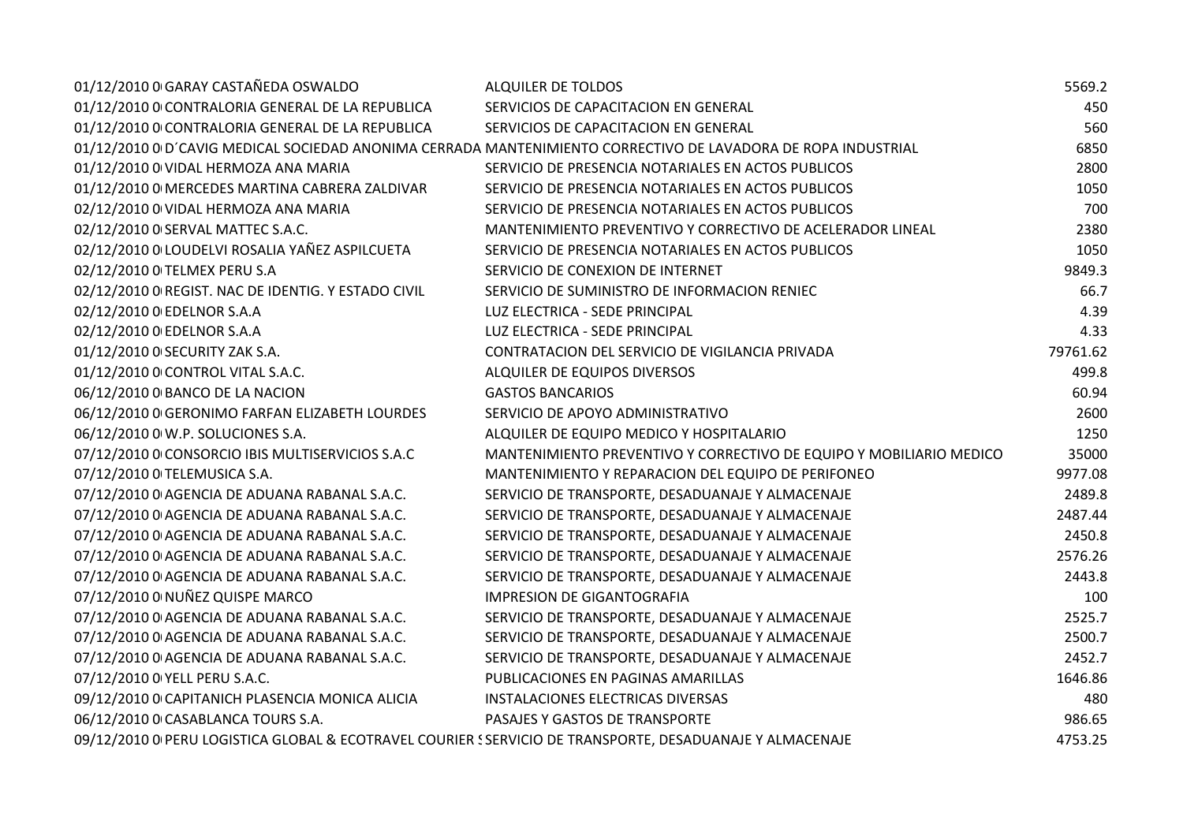| | | | |
|---|---|---|---|
| 01/12/2010 0 | GARAY CASTAÑEDA OSWALDO | ALQUILER DE TOLDOS | 5569.2 |
| 01/12/2010 0 | CONTRALORIA GENERAL DE LA REPUBLICA | SERVICIOS DE CAPACITACION EN GENERAL | 450 |
| 01/12/2010 0 | CONTRALORIA GENERAL DE LA REPUBLICA | SERVICIOS DE CAPACITACION EN GENERAL | 560 |
| 01/12/2010 0 | D´CAVIG MEDICAL SOCIEDAD ANONIMA CERRADA | MANTENIMIENTO CORRECTIVO DE LAVADORA DE ROPA INDUSTRIAL | 6850 |
| 01/12/2010 0 | VIDAL HERMOZA ANA MARIA | SERVICIO DE PRESENCIA NOTARIALES EN ACTOS PUBLICOS | 2800 |
| 01/12/2010 0 | MERCEDES MARTINA CABRERA ZALDIVAR | SERVICIO DE PRESENCIA NOTARIALES EN ACTOS PUBLICOS | 1050 |
| 02/12/2010 0 | VIDAL HERMOZA ANA MARIA | SERVICIO DE PRESENCIA NOTARIALES EN ACTOS PUBLICOS | 700 |
| 02/12/2010 0 | SERVAL MATTEC S.A.C. | MANTENIMIENTO PREVENTIVO Y CORRECTIVO DE ACELERADOR LINEAL | 2380 |
| 02/12/2010 0 | LOUDELVI ROSALIA YAÑEZ ASPILCUETA | SERVICIO DE PRESENCIA NOTARIALES EN ACTOS PUBLICOS | 1050 |
| 02/12/2010 0 | TELMEX PERU S.A | SERVICIO DE CONEXION DE INTERNET | 9849.3 |
| 02/12/2010 0 | REGIST. NAC DE IDENTIG. Y ESTADO CIVIL | SERVICIO DE SUMINISTRO DE INFORMACION RENIEC | 66.7 |
| 02/12/2010 0 | EDELNOR S.A.A | LUZ ELECTRICA - SEDE PRINCIPAL | 4.39 |
| 02/12/2010 0 | EDELNOR S.A.A | LUZ ELECTRICA - SEDE PRINCIPAL | 4.33 |
| 01/12/2010 0 | SECURITY ZAK S.A. | CONTRATACION DEL SERVICIO DE VIGILANCIA PRIVADA | 79761.62 |
| 01/12/2010 0 | CONTROL VITAL S.A.C. | ALQUILER DE EQUIPOS DIVERSOS | 499.8 |
| 06/12/2010 0 | BANCO DE LA NACION | GASTOS BANCARIOS | 60.94 |
| 06/12/2010 0 | GERONIMO FARFAN ELIZABETH LOURDES | SERVICIO DE APOYO ADMINISTRATIVO | 2600 |
| 06/12/2010 0 | W.P. SOLUCIONES S.A. | ALQUILER DE EQUIPO MEDICO Y HOSPITALARIO | 1250 |
| 07/12/2010 0 | CONSORCIO IBIS MULTISERVICIOS S.A.C | MANTENIMIENTO PREVENTIVO Y CORRECTIVO DE EQUIPO Y MOBILIARIO MEDICO | 35000 |
| 07/12/2010 0 | TELEMUSICA S.A. | MANTENIMIENTO Y REPARACION DEL EQUIPO DE PERIFONEO | 9977.08 |
| 07/12/2010 0 | AGENCIA DE ADUANA RABANAL S.A.C. | SERVICIO DE TRANSPORTE, DESADUANAJE Y ALMACENAJE | 2489.8 |
| 07/12/2010 0 | AGENCIA DE ADUANA RABANAL S.A.C. | SERVICIO DE TRANSPORTE, DESADUANAJE Y ALMACENAJE | 2487.44 |
| 07/12/2010 0 | AGENCIA DE ADUANA RABANAL S.A.C. | SERVICIO DE TRANSPORTE, DESADUANAJE Y ALMACENAJE | 2450.8 |
| 07/12/2010 0 | AGENCIA DE ADUANA RABANAL S.A.C. | SERVICIO DE TRANSPORTE, DESADUANAJE Y ALMACENAJE | 2576.26 |
| 07/12/2010 0 | AGENCIA DE ADUANA RABANAL S.A.C. | SERVICIO DE TRANSPORTE, DESADUANAJE Y ALMACENAJE | 2443.8 |
| 07/12/2010 0 | NUÑEZ QUISPE MARCO | IMPRESION DE GIGANTOGRAFIA | 100 |
| 07/12/2010 0 | AGENCIA DE ADUANA RABANAL S.A.C. | SERVICIO DE TRANSPORTE, DESADUANAJE Y ALMACENAJE | 2525.7 |
| 07/12/2010 0 | AGENCIA DE ADUANA RABANAL S.A.C. | SERVICIO DE TRANSPORTE, DESADUANAJE Y ALMACENAJE | 2500.7 |
| 07/12/2010 0 | AGENCIA DE ADUANA RABANAL S.A.C. | SERVICIO DE TRANSPORTE, DESADUANAJE Y ALMACENAJE | 2452.7 |
| 07/12/2010 0 | YELL PERU S.A.C. | PUBLICACIONES EN PAGINAS AMARILLAS | 1646.86 |
| 09/12/2010 0 | CAPITANICH PLASENCIA MONICA ALICIA | INSTALACIONES ELECTRICAS DIVERSAS | 480 |
| 06/12/2010 0 | CASABLANCA TOURS S.A. | PASAJES Y GASTOS DE TRANSPORTE | 986.65 |
| 09/12/2010 0 | PERU LOGISTICA GLOBAL & ECOTRAVEL COURIER S | SERVICIO DE TRANSPORTE, DESADUANAJE Y ALMACENAJE | 4753.25 |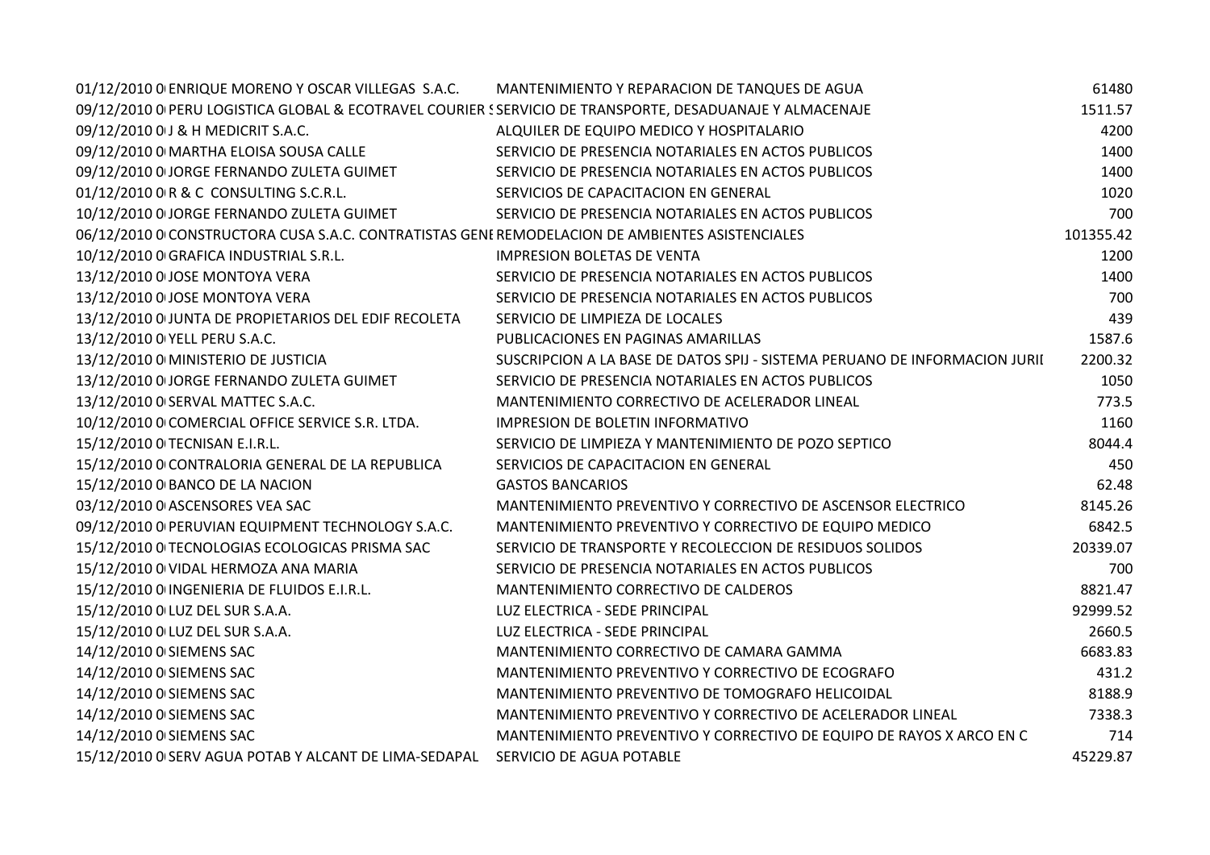| | | | |
|---|---|---|---|
| 01/12/2010 0 | ENRIQUE MORENO Y OSCAR VILLEGAS S.A.C. | MANTENIMIENTO Y REPARACION DE TANQUES DE AGUA | 61480 |
| 09/12/2010 0 | PERU LOGISTICA GLOBAL & ECOTRAVEL COURIER S | SERVICIO DE TRANSPORTE, DESADUANAJE Y ALMACENAJE | 1511.57 |
| 09/12/2010 0 | J & H MEDICRIT S.A.C. | ALQUILER DE EQUIPO MEDICO Y HOSPITALARIO | 4200 |
| 09/12/2010 0 | MARTHA ELOISA SOUSA CALLE | SERVICIO DE PRESENCIA NOTARIALES EN ACTOS PUBLICOS | 1400 |
| 09/12/2010 0 | JORGE FERNANDO ZULETA GUIMET | SERVICIO DE PRESENCIA NOTARIALES EN ACTOS PUBLICOS | 1400 |
| 01/12/2010 0 | R & C CONSULTING S.C.R.L. | SERVICIOS DE CAPACITACION EN GENERAL | 1020 |
| 10/12/2010 0 | JORGE FERNANDO ZULETA GUIMET | SERVICIO DE PRESENCIA NOTARIALES EN ACTOS PUBLICOS | 700 |
| 06/12/2010 0 | CONSTRUCTORA CUSA S.A.C. CONTRATISTAS GENE | REMODELACION DE AMBIENTES ASISTENCIALES | 101355.42 |
| 10/12/2010 0 | GRAFICA INDUSTRIAL S.R.L. | IMPRESION BOLETAS DE VENTA | 1200 |
| 13/12/2010 0 | JOSE MONTOYA VERA | SERVICIO DE PRESENCIA NOTARIALES EN ACTOS PUBLICOS | 1400 |
| 13/12/2010 0 | JOSE MONTOYA VERA | SERVICIO DE PRESENCIA NOTARIALES EN ACTOS PUBLICOS | 700 |
| 13/12/2010 0 | JUNTA DE PROPIETARIOS DEL EDIF RECOLETA | SERVICIO DE LIMPIEZA DE LOCALES | 439 |
| 13/12/2010 0 | YELL PERU S.A.C. | PUBLICACIONES EN PAGINAS AMARILLAS | 1587.6 |
| 13/12/2010 0 | MINISTERIO DE JUSTICIA | SUSCRIPCION A LA BASE DE DATOS SPIJ - SISTEMA PERUANO DE INFORMACION JURID | 2200.32 |
| 13/12/2010 0 | JORGE FERNANDO ZULETA GUIMET | SERVICIO DE PRESENCIA NOTARIALES EN ACTOS PUBLICOS | 1050 |
| 13/12/2010 0 | SERVAL MATTEC S.A.C. | MANTENIMIENTO CORRECTIVO DE ACELERADOR LINEAL | 773.5 |
| 10/12/2010 0 | COMERCIAL OFFICE SERVICE S.R. LTDA. | IMPRESION DE BOLETIN INFORMATIVO | 1160 |
| 15/12/2010 0 | TECNISAN E.I.R.L. | SERVICIO DE LIMPIEZA Y MANTENIMIENTO DE POZO SEPTICO | 8044.4 |
| 15/12/2010 0 | CONTRALORIA GENERAL DE LA REPUBLICA | SERVICIOS DE CAPACITACION EN GENERAL | 450 |
| 15/12/2010 0 | BANCO DE LA NACION | GASTOS BANCARIOS | 62.48 |
| 03/12/2010 0 | ASCENSORES VEA SAC | MANTENIMIENTO PREVENTIVO Y CORRECTIVO DE ASCENSOR ELECTRICO | 8145.26 |
| 09/12/2010 0 | PERUVIAN EQUIPMENT TECHNOLOGY S.A.C. | MANTENIMIENTO PREVENTIVO Y CORRECTIVO DE EQUIPO MEDICO | 6842.5 |
| 15/12/2010 0 | TECNOLOGIAS ECOLOGICAS PRISMA SAC | SERVICIO DE TRANSPORTE Y RECOLECCION DE RESIDUOS SOLIDOS | 20339.07 |
| 15/12/2010 0 | VIDAL HERMOZA ANA MARIA | SERVICIO DE PRESENCIA NOTARIALES EN ACTOS PUBLICOS | 700 |
| 15/12/2010 0 | INGENIERIA DE FLUIDOS E.I.R.L. | MANTENIMIENTO CORRECTIVO DE CALDEROS | 8821.47 |
| 15/12/2010 0 | LUZ DEL SUR S.A.A. | LUZ ELECTRICA - SEDE PRINCIPAL | 92999.52 |
| 15/12/2010 0 | LUZ DEL SUR S.A.A. | LUZ ELECTRICA - SEDE PRINCIPAL | 2660.5 |
| 14/12/2010 0 | SIEMENS SAC | MANTENIMIENTO CORRECTIVO DE CAMARA GAMMA | 6683.83 |
| 14/12/2010 0 | SIEMENS SAC | MANTENIMIENTO PREVENTIVO Y CORRECTIVO DE ECOGRAFO | 431.2 |
| 14/12/2010 0 | SIEMENS SAC | MANTENIMIENTO PREVENTIVO DE TOMOGRAFO HELICOIDAL | 8188.9 |
| 14/12/2010 0 | SIEMENS SAC | MANTENIMIENTO PREVENTIVO Y CORRECTIVO DE ACELERADOR LINEAL | 7338.3 |
| 14/12/2010 0 | SIEMENS SAC | MANTENIMIENTO PREVENTIVO Y CORRECTIVO DE EQUIPO DE RAYOS X ARCO EN C | 714 |
| 15/12/2010 0 | SERV AGUA POTAB Y ALCANT DE LIMA-SEDAPAL | SERVICIO DE AGUA POTABLE | 45229.87 |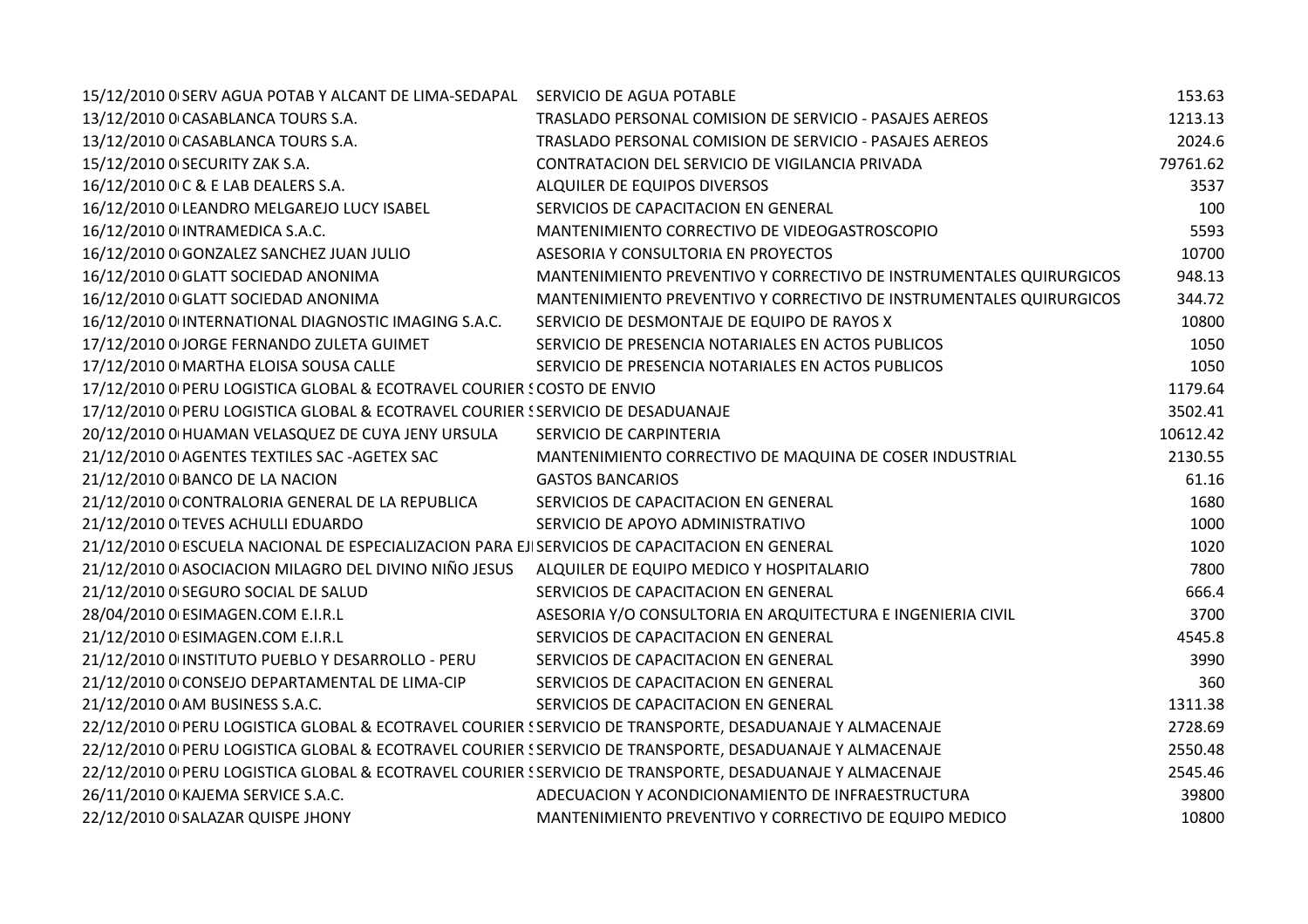| | | | |
|---|---|---|---|
| 15/12/2010 0 | SERV AGUA POTAB Y ALCANT DE LIMA-SEDAPAL | SERVICIO DE AGUA POTABLE | 153.63 |
| 13/12/2010 0 | CASABLANCA TOURS S.A. | TRASLADO PERSONAL COMISION DE SERVICIO - PASAJES AEREOS | 1213.13 |
| 13/12/2010 0 | CASABLANCA TOURS S.A. | TRASLADO PERSONAL COMISION DE SERVICIO - PASAJES AEREOS | 2024.6 |
| 15/12/2010 0 | SECURITY ZAK S.A. | CONTRATACION DEL SERVICIO DE VIGILANCIA PRIVADA | 79761.62 |
| 16/12/2010 0 | C & E LAB DEALERS S.A. | ALQUILER DE EQUIPOS DIVERSOS | 3537 |
| 16/12/2010 0 | LEANDRO MELGAREJO LUCY ISABEL | SERVICIOS DE CAPACITACION EN GENERAL | 100 |
| 16/12/2010 0 | INTRAMEDICA S.A.C. | MANTENIMIENTO CORRECTIVO DE VIDEOGASTROSCOPIO | 5593 |
| 16/12/2010 0 | GONZALEZ SANCHEZ JUAN JULIO | ASESORIA Y CONSULTORIA EN PROYECTOS | 10700 |
| 16/12/2010 0 | GLATT SOCIEDAD ANONIMA | MANTENIMIENTO PREVENTIVO Y CORRECTIVO DE INSTRUMENTALES QUIRURGICOS | 948.13 |
| 16/12/2010 0 | GLATT SOCIEDAD ANONIMA | MANTENIMIENTO PREVENTIVO Y CORRECTIVO DE INSTRUMENTALES QUIRURGICOS | 344.72 |
| 16/12/2010 0 | INTERNATIONAL DIAGNOSTIC IMAGING S.A.C. | SERVICIO DE DESMONTAJE DE EQUIPO DE RAYOS X | 10800 |
| 17/12/2010 0 | JORGE FERNANDO ZULETA GUIMET | SERVICIO DE PRESENCIA NOTARIALES EN ACTOS PUBLICOS | 1050 |
| 17/12/2010 0 | MARTHA ELOISA SOUSA CALLE | SERVICIO DE PRESENCIA NOTARIALES EN ACTOS PUBLICOS | 1050 |
| 17/12/2010 0 | PERU LOGISTICA GLOBAL & ECOTRAVEL COURIER S | COSTO DE ENVIO | 1179.64 |
| 17/12/2010 0 | PERU LOGISTICA GLOBAL & ECOTRAVEL COURIER S | SERVICIO DE DESADUANAJE | 3502.41 |
| 20/12/2010 0 | HUAMAN VELASQUEZ DE CUYA JENY URSULA | SERVICIO DE CARPINTERIA | 10612.42 |
| 21/12/2010 0 | AGENTES TEXTILES SAC -AGETEX SAC | MANTENIMIENTO CORRECTIVO DE MAQUINA DE COSER INDUSTRIAL | 2130.55 |
| 21/12/2010 0 | BANCO DE LA NACION | GASTOS BANCARIOS | 61.16 |
| 21/12/2010 0 | CONTRALORIA GENERAL DE LA REPUBLICA | SERVICIOS DE CAPACITACION EN GENERAL | 1680 |
| 21/12/2010 0 | TEVES ACHULLI EDUARDO | SERVICIO DE APOYO ADMINISTRATIVO | 1000 |
| 21/12/2010 0 | ESCUELA NACIONAL DE ESPECIALIZACION PARA EJ | SERVICIOS DE CAPACITACION EN GENERAL | 1020 |
| 21/12/2010 0 | ASOCIACION MILAGRO DEL DIVINO NIÑO JESUS | ALQUILER DE EQUIPO MEDICO Y HOSPITALARIO | 7800 |
| 21/12/2010 0 | SEGURO SOCIAL DE SALUD | SERVICIOS DE CAPACITACION EN GENERAL | 666.4 |
| 28/04/2010 0 | ESIMAGEN.COM E.I.R.L | ASESORIA Y/O CONSULTORIA EN ARQUITECTURA E INGENIERIA CIVIL | 3700 |
| 21/12/2010 0 | ESIMAGEN.COM E.I.R.L | SERVICIOS DE CAPACITACION EN GENERAL | 4545.8 |
| 21/12/2010 0 | INSTITUTO PUEBLO Y DESARROLLO - PERU | SERVICIOS DE CAPACITACION EN GENERAL | 3990 |
| 21/12/2010 0 | CONSEJO DEPARTAMENTAL DE LIMA-CIP | SERVICIOS DE CAPACITACION EN GENERAL | 360 |
| 21/12/2010 0 | AM BUSINESS S.A.C. | SERVICIOS DE CAPACITACION EN GENERAL | 1311.38 |
| 22/12/2010 0 | PERU LOGISTICA GLOBAL & ECOTRAVEL COURIER S | SERVICIO DE TRANSPORTE, DESADUANAJE Y ALMACENAJE | 2728.69 |
| 22/12/2010 0 | PERU LOGISTICA GLOBAL & ECOTRAVEL COURIER S | SERVICIO DE TRANSPORTE, DESADUANAJE Y ALMACENAJE | 2550.48 |
| 22/12/2010 0 | PERU LOGISTICA GLOBAL & ECOTRAVEL COURIER S | SERVICIO DE TRANSPORTE, DESADUANAJE Y ALMACENAJE | 2545.46 |
| 26/11/2010 0 | KAJEMA SERVICE S.A.C. | ADECUACION Y ACONDICIONAMIENTO DE INFRAESTRUCTURA | 39800 |
| 22/12/2010 0 | SALAZAR QUISPE JHONY | MANTENIMIENTO PREVENTIVO Y CORRECTIVO DE EQUIPO MEDICO | 10800 |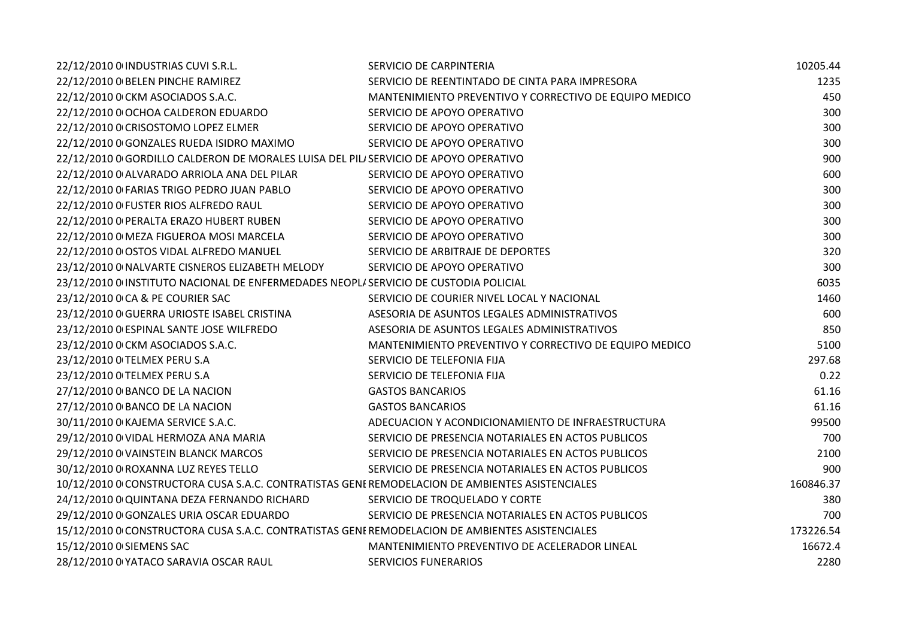| | | | |
|---|---|---|---|
| 22/12/2010 0 | INDUSTRIAS CUVI S.R.L. | SERVICIO DE CARPINTERIA | 10205.44 |
| 22/12/2010 0 | BELEN PINCHE RAMIREZ | SERVICIO DE REENTINTADO DE CINTA PARA IMPRESORA | 1235 |
| 22/12/2010 0 | CKM ASOCIADOS S.A.C. | MANTENIMIENTO PREVENTIVO Y CORRECTIVO DE EQUIPO MEDICO | 450 |
| 22/12/2010 0 | OCHOA CALDERON EDUARDO | SERVICIO DE APOYO OPERATIVO | 300 |
| 22/12/2010 0 | CRISOSTOMO LOPEZ ELMER | SERVICIO DE APOYO OPERATIVO | 300 |
| 22/12/2010 0 | GONZALES RUEDA ISIDRO MAXIMO | SERVICIO DE APOYO OPERATIVO | 300 |
| 22/12/2010 0 | GORDILLO CALDERON DE MORALES LUISA DEL PIL/ | SERVICIO DE APOYO OPERATIVO | 900 |
| 22/12/2010 0 | ALVARADO ARRIOLA ANA DEL PILAR | SERVICIO DE APOYO OPERATIVO | 600 |
| 22/12/2010 0 | FARIAS TRIGO PEDRO JUAN PABLO | SERVICIO DE APOYO OPERATIVO | 300 |
| 22/12/2010 0 | FUSTER RIOS ALFREDO RAUL | SERVICIO DE APOYO OPERATIVO | 300 |
| 22/12/2010 0 | PERALTA ERAZO HUBERT RUBEN | SERVICIO DE APOYO OPERATIVO | 300 |
| 22/12/2010 0 | MEZA FIGUEROA MOSI MARCELA | SERVICIO DE APOYO OPERATIVO | 300 |
| 22/12/2010 0 | OSTOS VIDAL ALFREDO MANUEL | SERVICIO DE ARBITRAJE DE DEPORTES | 320 |
| 23/12/2010 0 | NALVARTE CISNEROS ELIZABETH MELODY | SERVICIO DE APOYO OPERATIVO | 300 |
| 23/12/2010 0 | INSTITUTO NACIONAL DE ENFERMEDADES NEOPL/ | SERVICIO DE CUSTODIA POLICIAL | 6035 |
| 23/12/2010 0 | CA & PE COURIER SAC | SERVICIO DE COURIER NIVEL LOCAL Y NACIONAL | 1460 |
| 23/12/2010 0 | GUERRA URIOSTE ISABEL CRISTINA | ASESORIA DE ASUNTOS LEGALES ADMINISTRATIVOS | 600 |
| 23/12/2010 0 | ESPINAL SANTE JOSE WILFREDO | ASESORIA DE ASUNTOS LEGALES ADMINISTRATIVOS | 850 |
| 23/12/2010 0 | CKM ASOCIADOS S.A.C. | MANTENIMIENTO PREVENTIVO Y CORRECTIVO DE EQUIPO MEDICO | 5100 |
| 23/12/2010 0 | TELMEX PERU S.A | SERVICIO DE TELEFONIA FIJA | 297.68 |
| 23/12/2010 0 | TELMEX PERU S.A | SERVICIO DE TELEFONIA FIJA | 0.22 |
| 27/12/2010 0 | BANCO DE LA NACION | GASTOS BANCARIOS | 61.16 |
| 27/12/2010 0 | BANCO DE LA NACION | GASTOS BANCARIOS | 61.16 |
| 30/11/2010 0 | KAJEMA SERVICE S.A.C. | ADECUACION Y ACONDICIONAMIENTO DE INFRAESTRUCTURA | 99500 |
| 29/12/2010 0 | VIDAL HERMOZA ANA MARIA | SERVICIO DE PRESENCIA NOTARIALES EN ACTOS PUBLICOS | 700 |
| 29/12/2010 0 | VAINSTEIN BLANCK MARCOS | SERVICIO DE PRESENCIA NOTARIALES EN ACTOS PUBLICOS | 2100 |
| 30/12/2010 0 | ROXANNA LUZ REYES TELLO | SERVICIO DE PRESENCIA NOTARIALES EN ACTOS PUBLICOS | 900 |
| 10/12/2010 0 | CONSTRUCTORA CUSA S.A.C. CONTRATISTAS GENI | REMODELACION DE AMBIENTES ASISTENCIALES | 160846.37 |
| 24/12/2010 0 | QUINTANA DEZA FERNANDO RICHARD | SERVICIO DE TROQUELADO Y CORTE | 380 |
| 29/12/2010 0 | GONZALES URIA OSCAR EDUARDO | SERVICIO DE PRESENCIA NOTARIALES EN ACTOS PUBLICOS | 700 |
| 15/12/2010 0 | CONSTRUCTORA CUSA S.A.C. CONTRATISTAS GENI | REMODELACION DE AMBIENTES ASISTENCIALES | 173226.54 |
| 15/12/2010 0 | SIEMENS SAC | MANTENIMIENTO PREVENTIVO DE ACELERADOR LINEAL | 16672.4 |
| 28/12/2010 0 | YATACO SARAVIA OSCAR RAUL | SERVICIOS FUNERARIOS | 2280 |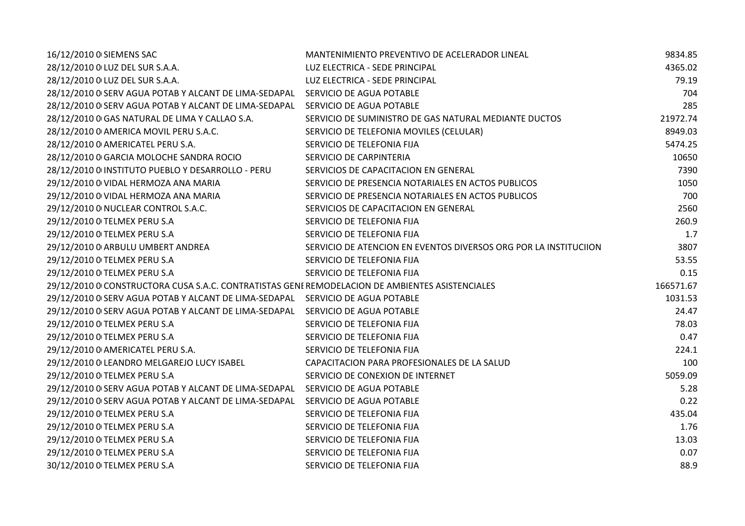| | | | |
|---|---|---|---|
| 16/12/2010 0 | SIEMENS SAC | MANTENIMIENTO PREVENTIVO DE ACELERADOR LINEAL | 9834.85 |
| 28/12/2010 0 | LUZ DEL SUR S.A.A. | LUZ ELECTRICA - SEDE PRINCIPAL | 4365.02 |
| 28/12/2010 0 | LUZ DEL SUR S.A.A. | LUZ ELECTRICA - SEDE PRINCIPAL | 79.19 |
| 28/12/2010 0 | SERV AGUA POTAB Y ALCANT DE LIMA-SEDAPAL | SERVICIO DE AGUA POTABLE | 704 |
| 28/12/2010 0 | SERV AGUA POTAB Y ALCANT DE LIMA-SEDAPAL | SERVICIO DE AGUA POTABLE | 285 |
| 28/12/2010 0 | GAS NATURAL DE LIMA Y CALLAO S.A. | SERVICIO DE SUMINISTRO DE GAS NATURAL MEDIANTE DUCTOS | 21972.74 |
| 28/12/2010 0 | AMERICA MOVIL PERU S.A.C. | SERVICIO DE TELEFONIA MOVILES (CELULAR) | 8949.03 |
| 28/12/2010 0 | AMERICATEL PERU S.A. | SERVICIO DE TELEFONIA FIJA | 5474.25 |
| 28/12/2010 0 | GARCIA MOLOCHE SANDRA ROCIO | SERVICIO DE CARPINTERIA | 10650 |
| 28/12/2010 0 | INSTITUTO PUEBLO Y DESARROLLO - PERU | SERVICIOS DE CAPACITACION EN GENERAL | 7390 |
| 29/12/2010 0 | VIDAL HERMOZA ANA MARIA | SERVICIO DE PRESENCIA NOTARIALES EN ACTOS PUBLICOS | 1050 |
| 29/12/2010 0 | VIDAL HERMOZA ANA MARIA | SERVICIO DE PRESENCIA NOTARIALES EN ACTOS PUBLICOS | 700 |
| 29/12/2010 0 | NUCLEAR CONTROL S.A.C. | SERVICIOS DE CAPACITACION EN GENERAL | 2560 |
| 29/12/2010 0 | TELMEX PERU S.A | SERVICIO DE TELEFONIA FIJA | 260.9 |
| 29/12/2010 0 | TELMEX PERU S.A | SERVICIO DE TELEFONIA FIJA | 1.7 |
| 29/12/2010 0 | ARBULU UMBERT ANDREA | SERVICIO DE ATENCION EN EVENTOS DIVERSOS ORG POR LA INSTITUCIION | 3807 |
| 29/12/2010 0 | TELMEX PERU S.A | SERVICIO DE TELEFONIA FIJA | 53.55 |
| 29/12/2010 0 | TELMEX PERU S.A | SERVICIO DE TELEFONIA FIJA | 0.15 |
| 29/12/2010 0 | CONSTRUCTORA CUSA S.A.C. CONTRATISTAS GENI | REMODELACION DE AMBIENTES ASISTENCIALES | 166571.67 |
| 29/12/2010 0 | SERV AGUA POTAB Y ALCANT DE LIMA-SEDAPAL | SERVICIO DE AGUA POTABLE | 1031.53 |
| 29/12/2010 0 | SERV AGUA POTAB Y ALCANT DE LIMA-SEDAPAL | SERVICIO DE AGUA POTABLE | 24.47 |
| 29/12/2010 0 | TELMEX PERU S.A | SERVICIO DE TELEFONIA FIJA | 78.03 |
| 29/12/2010 0 | TELMEX PERU S.A | SERVICIO DE TELEFONIA FIJA | 0.47 |
| 29/12/2010 0 | AMERICATEL PERU S.A. | SERVICIO DE TELEFONIA FIJA | 224.1 |
| 29/12/2010 0 | LEANDRO MELGAREJO LUCY ISABEL | CAPACITACION PARA PROFESIONALES DE LA SALUD | 100 |
| 29/12/2010 0 | TELMEX PERU S.A | SERVICIO DE CONEXION DE INTERNET | 5059.09 |
| 29/12/2010 0 | SERV AGUA POTAB Y ALCANT DE LIMA-SEDAPAL | SERVICIO DE AGUA POTABLE | 5.28 |
| 29/12/2010 0 | SERV AGUA POTAB Y ALCANT DE LIMA-SEDAPAL | SERVICIO DE AGUA POTABLE | 0.22 |
| 29/12/2010 0 | TELMEX PERU S.A | SERVICIO DE TELEFONIA FIJA | 435.04 |
| 29/12/2010 0 | TELMEX PERU S.A | SERVICIO DE TELEFONIA FIJA | 1.76 |
| 29/12/2010 0 | TELMEX PERU S.A | SERVICIO DE TELEFONIA FIJA | 13.03 |
| 29/12/2010 0 | TELMEX PERU S.A | SERVICIO DE TELEFONIA FIJA | 0.07 |
| 30/12/2010 0 | TELMEX PERU S.A | SERVICIO DE TELEFONIA FIJA | 88.9 |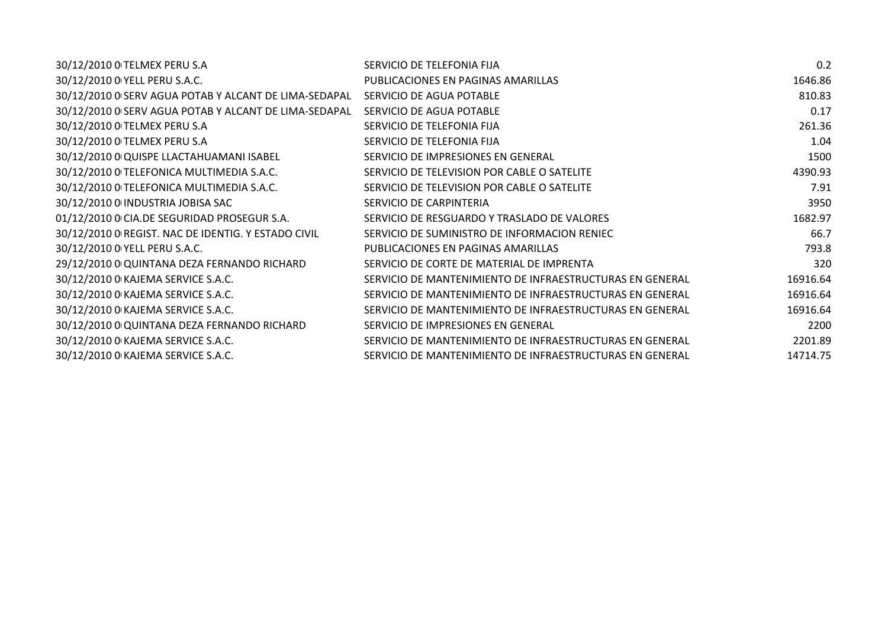| | | | |
|---|---|---|---|
| 30/12/2010 0 | TELMEX PERU S.A | SERVICIO DE TELEFONIA FIJA | 0.2 |
| 30/12/2010 0 | YELL PERU S.A.C. | PUBLICACIONES EN PAGINAS AMARILLAS | 1646.86 |
| 30/12/2010 0 | SERV AGUA POTAB Y ALCANT DE LIMA-SEDAPAL | SERVICIO DE AGUA POTABLE | 810.83 |
| 30/12/2010 0 | SERV AGUA POTAB Y ALCANT DE LIMA-SEDAPAL | SERVICIO DE AGUA POTABLE | 0.17 |
| 30/12/2010 0 | TELMEX PERU S.A | SERVICIO DE TELEFONIA FIJA | 261.36 |
| 30/12/2010 0 | TELMEX PERU S.A | SERVICIO DE TELEFONIA FIJA | 1.04 |
| 30/12/2010 0 | QUISPE LLACTAHUAMANI ISABEL | SERVICIO DE IMPRESIONES EN GENERAL | 1500 |
| 30/12/2010 0 | TELEFONICA MULTIMEDIA S.A.C. | SERVICIO DE TELEVISION POR CABLE O SATELITE | 4390.93 |
| 30/12/2010 0 | TELEFONICA MULTIMEDIA S.A.C. | SERVICIO DE TELEVISION POR CABLE O SATELITE | 7.91 |
| 30/12/2010 0 | INDUSTRIA JOBISA SAC | SERVICIO DE CARPINTERIA | 3950 |
| 01/12/2010 0 | CIA.DE SEGURIDAD PROSEGUR S.A. | SERVICIO DE RESGUARDO Y TRASLADO DE VALORES | 1682.97 |
| 30/12/2010 0 | REGIST. NAC DE IDENTIG. Y ESTADO CIVIL | SERVICIO DE SUMINISTRO DE INFORMACION RENIEC | 66.7 |
| 30/12/2010 0 | YELL PERU S.A.C. | PUBLICACIONES EN PAGINAS AMARILLAS | 793.8 |
| 29/12/2010 0 | QUINTANA DEZA FERNANDO RICHARD | SERVICIO DE CORTE DE MATERIAL DE IMPRENTA | 320 |
| 30/12/2010 0 | KAJEMA SERVICE S.A.C. | SERVICIO DE MANTENIMIENTO DE INFRAESTRUCTURAS EN GENERAL | 16916.64 |
| 30/12/2010 0 | KAJEMA SERVICE S.A.C. | SERVICIO DE MANTENIMIENTO DE INFRAESTRUCTURAS EN GENERAL | 16916.64 |
| 30/12/2010 0 | KAJEMA SERVICE S.A.C. | SERVICIO DE MANTENIMIENTO DE INFRAESTRUCTURAS EN GENERAL | 16916.64 |
| 30/12/2010 0 | QUINTANA DEZA FERNANDO RICHARD | SERVICIO DE IMPRESIONES EN GENERAL | 2200 |
| 30/12/2010 0 | KAJEMA SERVICE S.A.C. | SERVICIO DE MANTENIMIENTO DE INFRAESTRUCTURAS EN GENERAL | 2201.89 |
| 30/12/2010 0 | KAJEMA SERVICE S.A.C. | SERVICIO DE MANTENIMIENTO DE INFRAESTRUCTURAS EN GENERAL | 14714.75 |